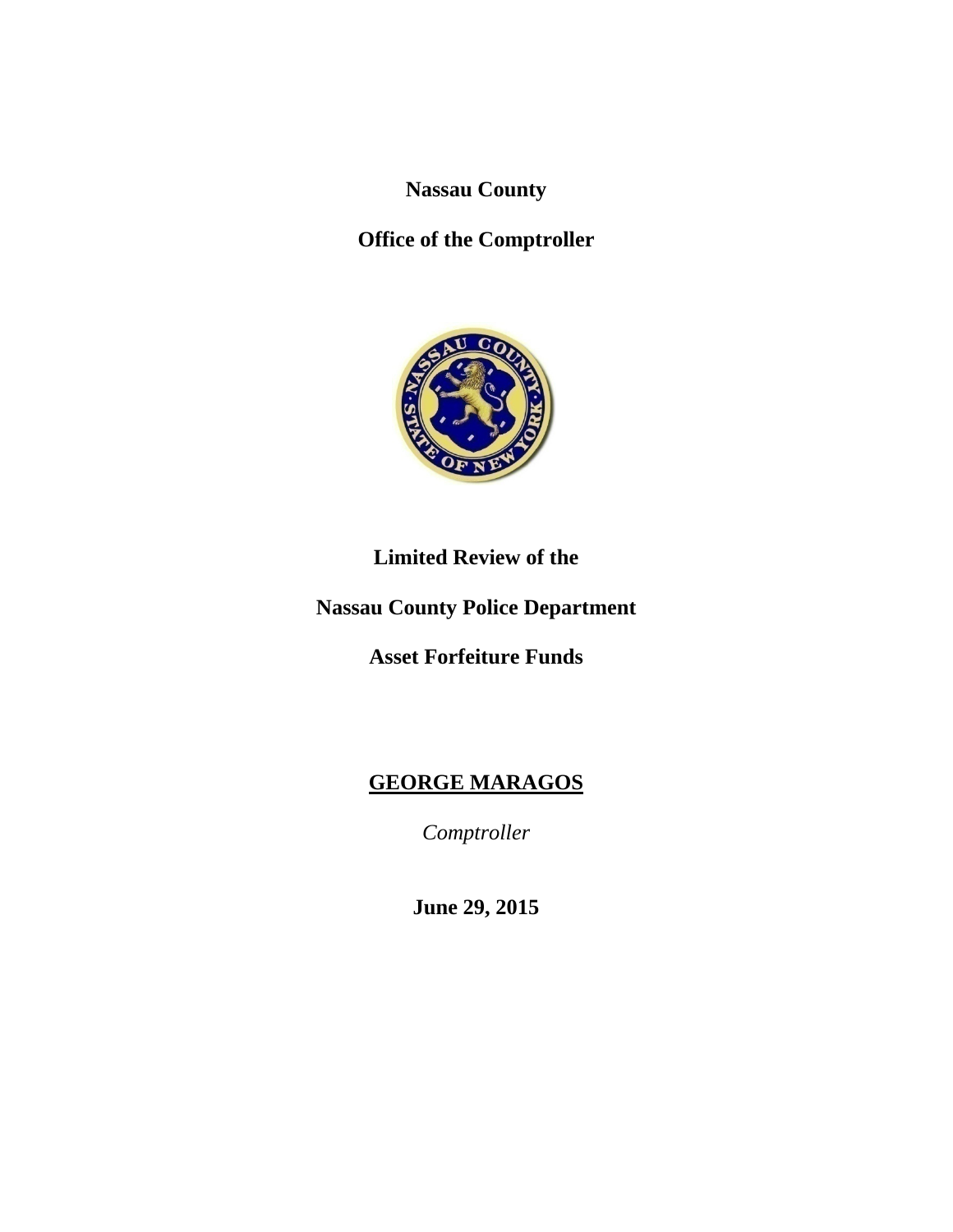**Nassau County**

**Office of the Comptroller**

**Limited Review of the**

**Nassau County Police Department**

**Asset Forfeiture Funds**

**GEORGE MARAGOS**

*Comptroller*

**June 29, 2015**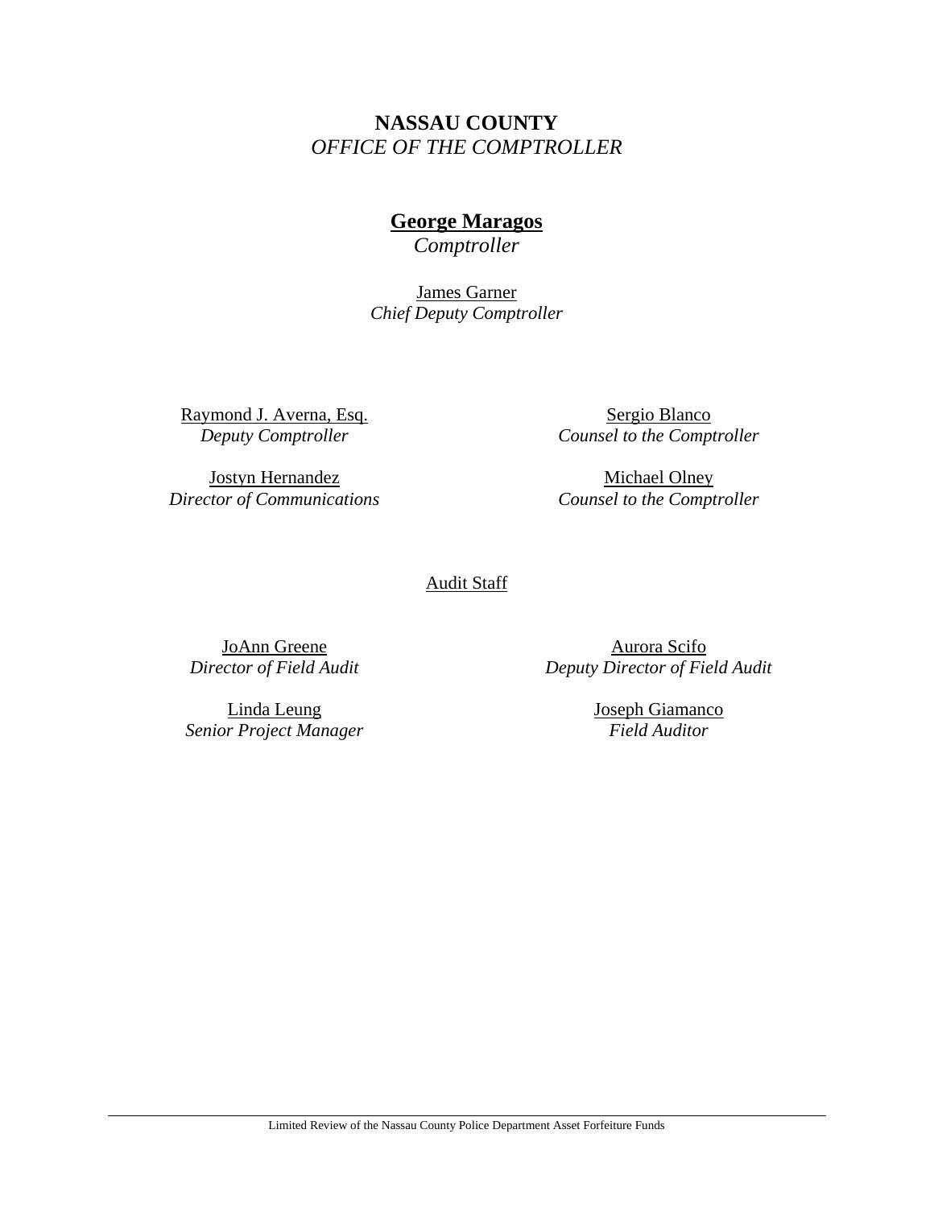**NASSAU COUNTY**
*OFFICE OF THE COMPTROLLER*

**George Maragos**
*Comptroller*

James Garner
*Chief Deputy Comptroller*

Raymond J. Averna, Esq.
*Deputy Comptroller*

Sergio Blanco
*Counsel to the Comptroller*

Jostyn Hernandez
*Director of Communications*

Michael Olney
*Counsel to the Comptroller*

Audit Staff

JoAnn Greene
*Director of Field Audit*

Aurora Scifo
*Deputy Director of Field Audit*

Linda Leung
*Senior Project Manager*

Joseph Giamanco
*Field Auditor*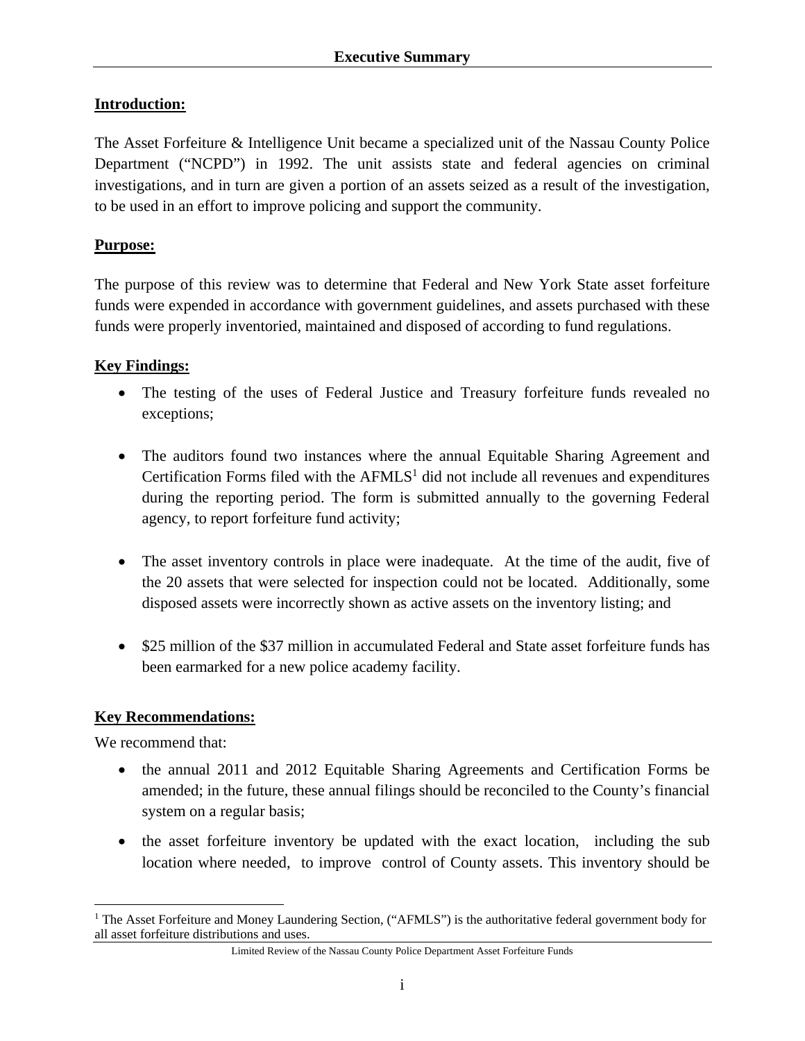# Executive Summary

**Introduction:**

The Asset Forfeiture & Intelligence Unit became a specialized unit of the Nassau County Police Department ("NCPD") in 1992. The unit assists state and federal agencies on criminal investigations, and in turn are given a portion of an assets seized as a result of the investigation, to be used in an effort to improve policing and support the community.

**Purpose:**

The purpose of this review was to determine that Federal and New York State asset forfeiture funds were expended in accordance with government guidelines, and assets purchased with these funds were properly inventoried, maintained and disposed of according to fund regulations.

**Key Findings:**

- The testing of the uses of Federal Justice and Treasury forfeiture funds revealed no exceptions;
- The auditors found two instances where the annual Equitable Sharing Agreement and Certification Forms filed with the AFMLS[1] did not include all revenues and expenditures during the reporting period. The form is submitted annually to the governing Federal agency, to report forfeiture fund activity;
- The asset inventory controls in place were inadequate. At the time of the audit, five of the 20 assets that were selected for inspection could not be located. Additionally, some disposed assets were incorrectly shown as active assets on the inventory listing; and
- \$25 million of the \$37 million in accumulated Federal and State asset forfeiture funds has been earmarked for a new police academy facility.

**Key Recommendations:**

We recommend that:

- the annual 2011 and 2012 Equitable Sharing Agreements and Certification Forms be amended; in the future, these annual filings should be reconciled to the County's financial system on a regular basis;
- the asset forfeiture inventory be updated with the exact location, including the sub location where needed, to improve control of County assets. This inventory should be

[1] The Asset Forfeiture and Money Laundering Section, ("AFMLS") is the authoritative federal government body for all asset forfeiture distributions and uses.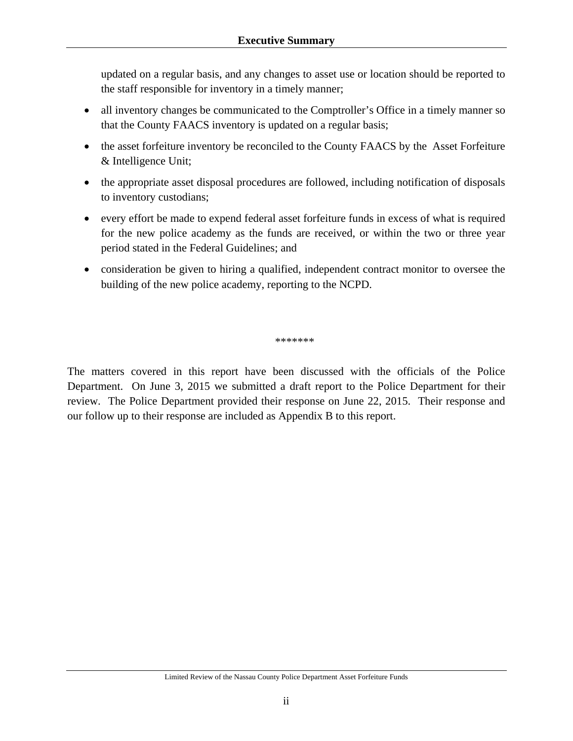updated on a regular basis, and any changes to asset use or location should be reported to the staff responsible for inventory in a timely manner;

- all inventory changes be communicated to the Comptroller's Office in a timely manner so that the County FAACS inventory is updated on a regular basis;
- the asset forfeiture inventory be reconciled to the County FAACS by the Asset Forfeiture & Intelligence Unit;
- the appropriate asset disposal procedures are followed, including notification of disposals to inventory custodians;
- every effort be made to expend federal asset forfeiture funds in excess of what is required for the new police academy as the funds are received, or within the two or three year period stated in the Federal Guidelines; and
- consideration be given to hiring a qualified, independent contract monitor to oversee the building of the new police academy, reporting to the NCPD.

\*\*\*\*\*\*\*

The matters covered in this report have been discussed with the officials of the Police Department. On June 3, 2015 we submitted a draft report to the Police Department for their review. The Police Department provided their response on June 22, 2015. Their response and our follow up to their response are included as Appendix B to this report.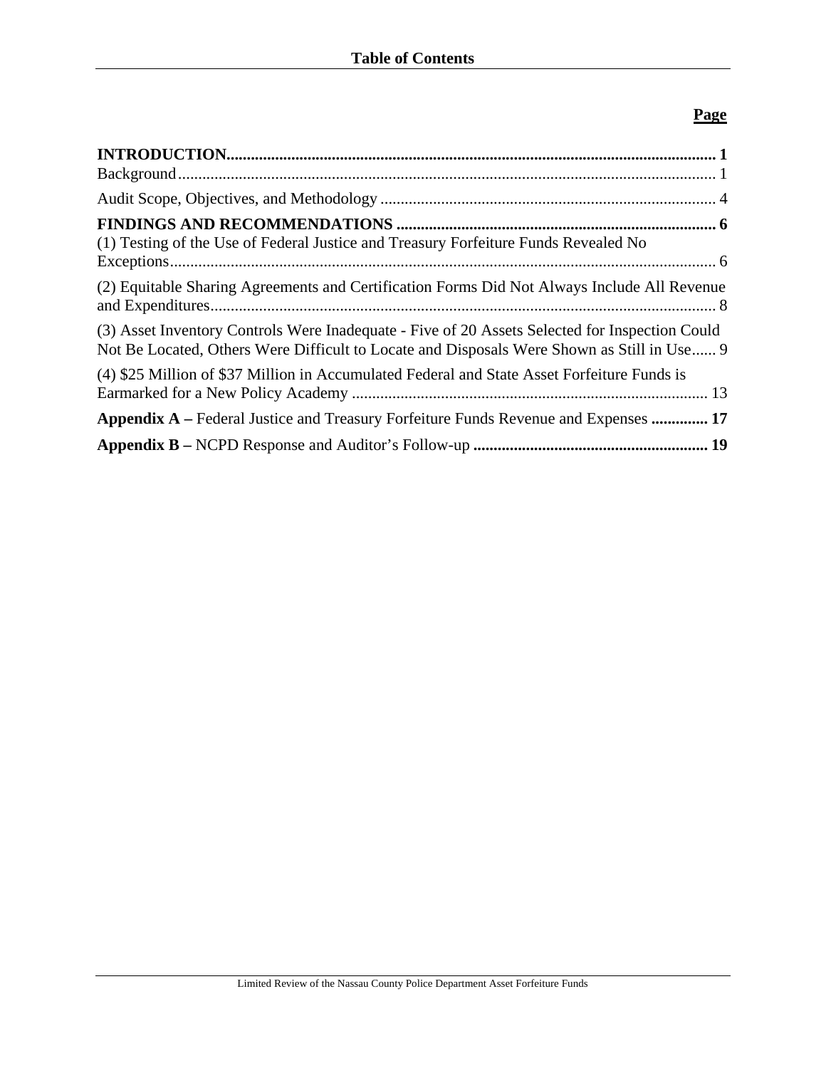# Table of Contents

| | Page |
|---|---|
| **INTRODUCTION** | **1** |
| Background | 1 |
| Audit Scope, Objectives, and Methodology | 4 |
| **FINDINGS AND RECOMMENDATIONS** | **6** |
| (1) Testing of the Use of Federal Justice and Treasury Forfeiture Funds Revealed No Exceptions | 6 |
| (2) Equitable Sharing Agreements and Certification Forms Did Not Always Include All Revenue and Expenditures | 8 |
| (3) Asset Inventory Controls Were Inadequate - Five of 20 Assets Selected for Inspection Could Not Be Located, Others Were Difficult to Locate and Disposals Were Shown as Still in Use | 9 |
| (4) $25 Million of $37 Million in Accumulated Federal and State Asset Forfeiture Funds is Earmarked for a New Policy Academy | 13 |
| **Appendix A –** Federal Justice and Treasury Forfeiture Funds Revenue and Expenses | **17** |
| **Appendix B –** NCPD Response and Auditor's Follow-up | **19** |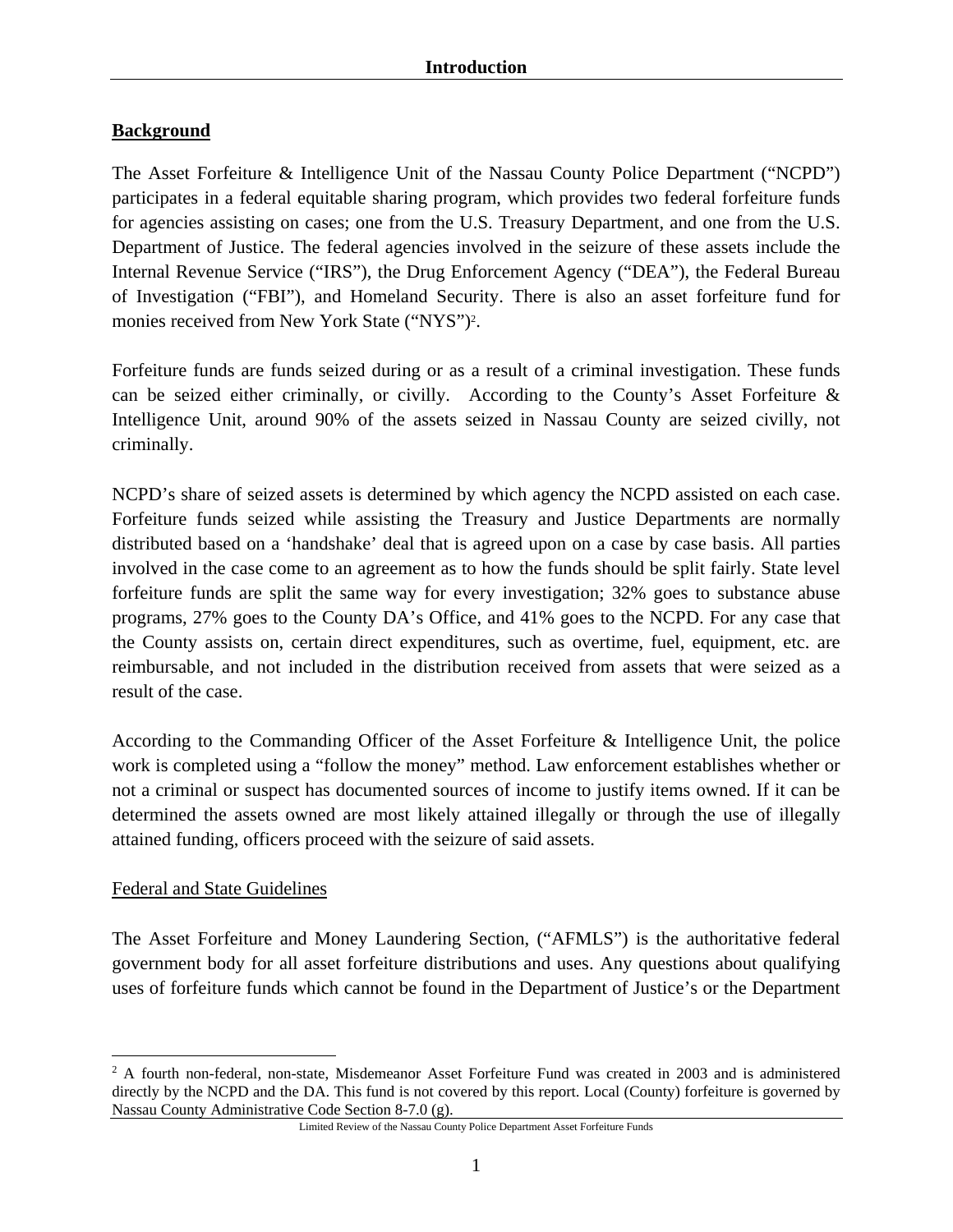# Introduction

## Background

The Asset Forfeiture & Intelligence Unit of the Nassau County Police Department ("NCPD") participates in a federal equitable sharing program, which provides two federal forfeiture funds for agencies assisting on cases; one from the U.S. Treasury Department, and one from the U.S. Department of Justice. The federal agencies involved in the seizure of these assets include the Internal Revenue Service ("IRS"), the Drug Enforcement Agency ("DEA"), the Federal Bureau of Investigation ("FBI"), and Homeland Security. There is also an asset forfeiture fund for monies received from New York State ("NYS")[2].

Forfeiture funds are funds seized during or as a result of a criminal investigation. These funds can be seized either criminally, or civilly. According to the County's Asset Forfeiture & Intelligence Unit, around 90% of the assets seized in Nassau County are seized civilly, not criminally.

NCPD's share of seized assets is determined by which agency the NCPD assisted on each case. Forfeiture funds seized while assisting the Treasury and Justice Departments are normally distributed based on a 'handshake' deal that is agreed upon on a case by case basis. All parties involved in the case come to an agreement as to how the funds should be split fairly. State level forfeiture funds are split the same way for every investigation; 32% goes to substance abuse programs, 27% goes to the County DA's Office, and 41% goes to the NCPD. For any case that the County assists on, certain direct expenditures, such as overtime, fuel, equipment, etc. are reimbursable, and not included in the distribution received from assets that were seized as a result of the case.

According to the Commanding Officer of the Asset Forfeiture & Intelligence Unit, the police work is completed using a "follow the money" method. Law enforcement establishes whether or not a criminal or suspect has documented sources of income to justify items owned. If it can be determined the assets owned are most likely attained illegally or through the use of illegally attained funding, officers proceed with the seizure of said assets.

### Federal and State Guidelines

The Asset Forfeiture and Money Laundering Section, ("AFMLS") is the authoritative federal government body for all asset forfeiture distributions and uses. Any questions about qualifying uses of forfeiture funds which cannot be found in the Department of Justice's or the Department

---

[2] A fourth non-federal, non-state, Misdemeanor Asset Forfeiture Fund was created in 2003 and is administered directly by the NCPD and the DA. This fund is not covered by this report. Local (County) forfeiture is governed by Nassau County Administrative Code Section 8-7.0 (g).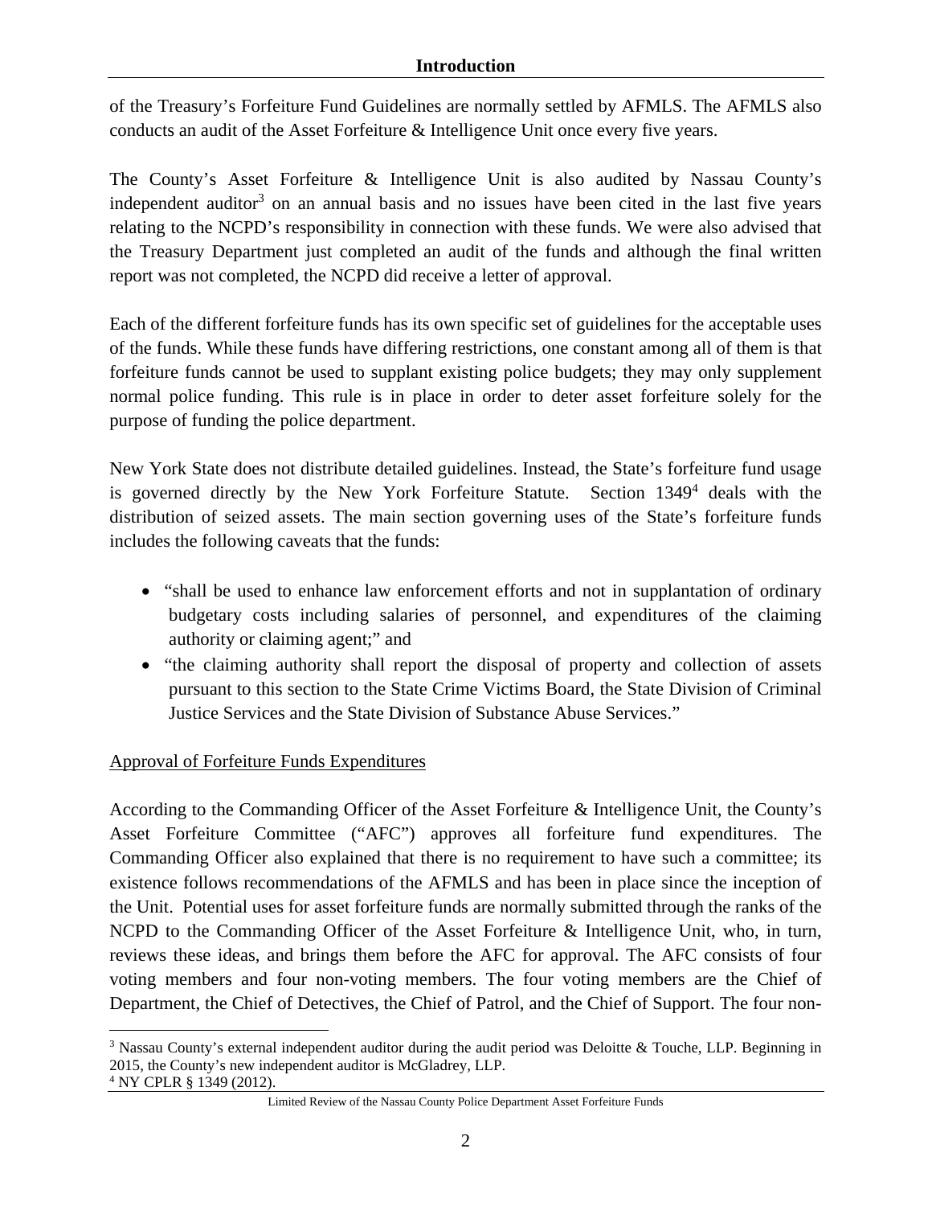of the Treasury's Forfeiture Fund Guidelines are normally settled by AFMLS. The AFMLS also conducts an audit of the Asset Forfeiture & Intelligence Unit once every five years.

The County's Asset Forfeiture & Intelligence Unit is also audited by Nassau County's independent auditor[3] on an annual basis and no issues have been cited in the last five years relating to the NCPD's responsibility in connection with these funds. We were also advised that the Treasury Department just completed an audit of the funds and although the final written report was not completed, the NCPD did receive a letter of approval.

Each of the different forfeiture funds has its own specific set of guidelines for the acceptable uses of the funds. While these funds have differing restrictions, one constant among all of them is that forfeiture funds cannot be used to supplant existing police budgets; they may only supplement normal police funding. This rule is in place in order to deter asset forfeiture solely for the purpose of funding the police department.

New York State does not distribute detailed guidelines. Instead, the State's forfeiture fund usage is governed directly by the New York Forfeiture Statute. Section 1349[4] deals with the distribution of seized assets. The main section governing uses of the State's forfeiture funds includes the following caveats that the funds:

- "shall be used to enhance law enforcement efforts and not in supplantation of ordinary budgetary costs including salaries of personnel, and expenditures of the claiming authority or claiming agent;" and
- "the claiming authority shall report the disposal of property and collection of assets pursuant to this section to the State Crime Victims Board, the State Division of Criminal Justice Services and the State Division of Substance Abuse Services."

Approval of Forfeiture Funds Expenditures

According to the Commanding Officer of the Asset Forfeiture & Intelligence Unit, the County's Asset Forfeiture Committee ("AFC") approves all forfeiture fund expenditures. The Commanding Officer also explained that there is no requirement to have such a committee; its existence follows recommendations of the AFMLS and has been in place since the inception of the Unit. Potential uses for asset forfeiture funds are normally submitted through the ranks of the NCPD to the Commanding Officer of the Asset Forfeiture & Intelligence Unit, who, in turn, reviews these ideas, and brings them before the AFC for approval. The AFC consists of four voting members and four non-voting members. The four voting members are the Chief of Department, the Chief of Detectives, the Chief of Patrol, and the Chief of Support. The four non-

[3] Nassau County's external independent auditor during the audit period was Deloitte & Touche, LLP. Beginning in 2015, the County's new independent auditor is McGladrey, LLP.

[4] NY CPLR § 1349 (2012).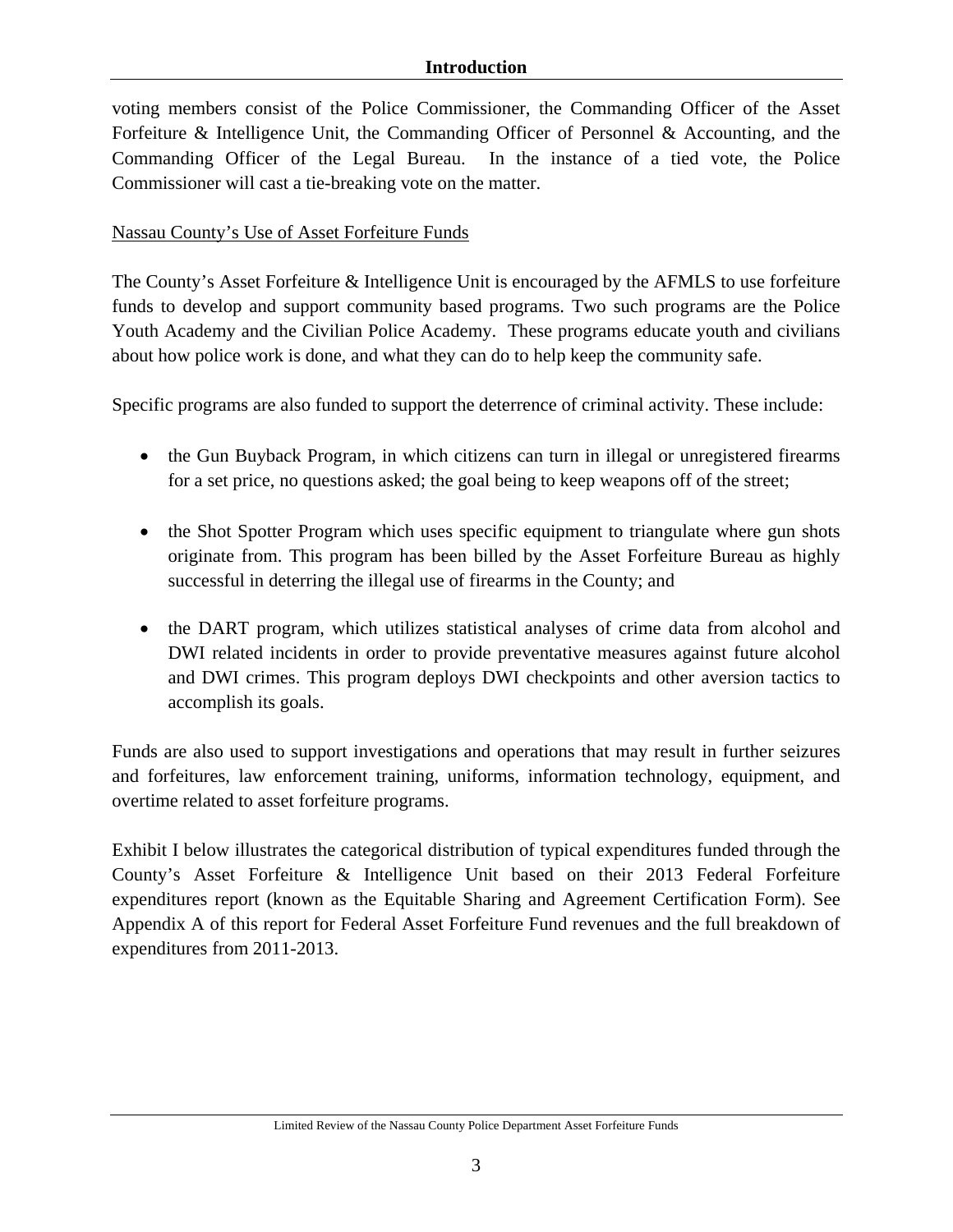voting members consist of the Police Commissioner, the Commanding Officer of the Asset Forfeiture & Intelligence Unit, the Commanding Officer of Personnel & Accounting, and the Commanding Officer of the Legal Bureau. In the instance of a tied vote, the Police Commissioner will cast a tie-breaking vote on the matter.

Nassau County's Use of Asset Forfeiture Funds

The County's Asset Forfeiture & Intelligence Unit is encouraged by the AFMLS to use forfeiture funds to develop and support community based programs. Two such programs are the Police Youth Academy and the Civilian Police Academy. These programs educate youth and civilians about how police work is done, and what they can do to help keep the community safe.

Specific programs are also funded to support the deterrence of criminal activity. These include:

- the Gun Buyback Program, in which citizens can turn in illegal or unregistered firearms for a set price, no questions asked; the goal being to keep weapons off of the street;
- the Shot Spotter Program which uses specific equipment to triangulate where gun shots originate from. This program has been billed by the Asset Forfeiture Bureau as highly successful in deterring the illegal use of firearms in the County; and
- the DART program, which utilizes statistical analyses of crime data from alcohol and DWI related incidents in order to provide preventative measures against future alcohol and DWI crimes. This program deploys DWI checkpoints and other aversion tactics to accomplish its goals.

Funds are also used to support investigations and operations that may result in further seizures and forfeitures, law enforcement training, uniforms, information technology, equipment, and overtime related to asset forfeiture programs.

Exhibit I below illustrates the categorical distribution of typical expenditures funded through the County's Asset Forfeiture & Intelligence Unit based on their 2013 Federal Forfeiture expenditures report (known as the Equitable Sharing and Agreement Certification Form). See Appendix A of this report for Federal Asset Forfeiture Fund revenues and the full breakdown of expenditures from 2011-2013.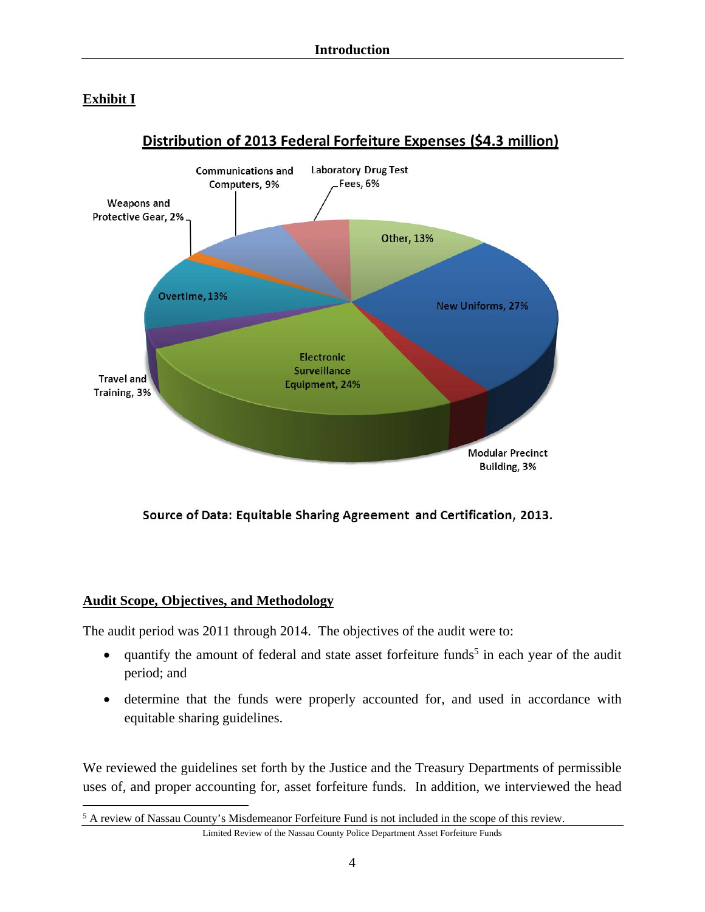## Exhibit I

**Distribution of 2013 Federal Forfeiture Expenses ($4.3 million)**

| Category | Percentage |
| --- | --- |
| New Uniforms | 27% |
| Electronic Surveillance Equipment | 24% |
| Other | 13% |
| Overtime | 13% |
| Communications and Computers | 9% |
| Laboratory Drug Test Fees | 6% |
| Modular Precinct Building | 3% |
| Travel and Training | 3% |
| Weapons and Protective Gear | 2% |

**Source of Data: Equitable Sharing Agreement and Certification, 2013.**

## Audit Scope, Objectives, and Methodology

The audit period was 2011 through 2014. The objectives of the audit were to:

- quantify the amount of federal and state asset forfeiture funds[5] in each year of the audit period; and
- determine that the funds were properly accounted for, and used in accordance with equitable sharing guidelines.

We reviewed the guidelines set forth by the Justice and the Treasury Departments of permissible uses of, and proper accounting for, asset forfeiture funds. In addition, we interviewed the head

[5] A review of Nassau County's Misdemeanor Forfeiture Fund is not included in the scope of this review.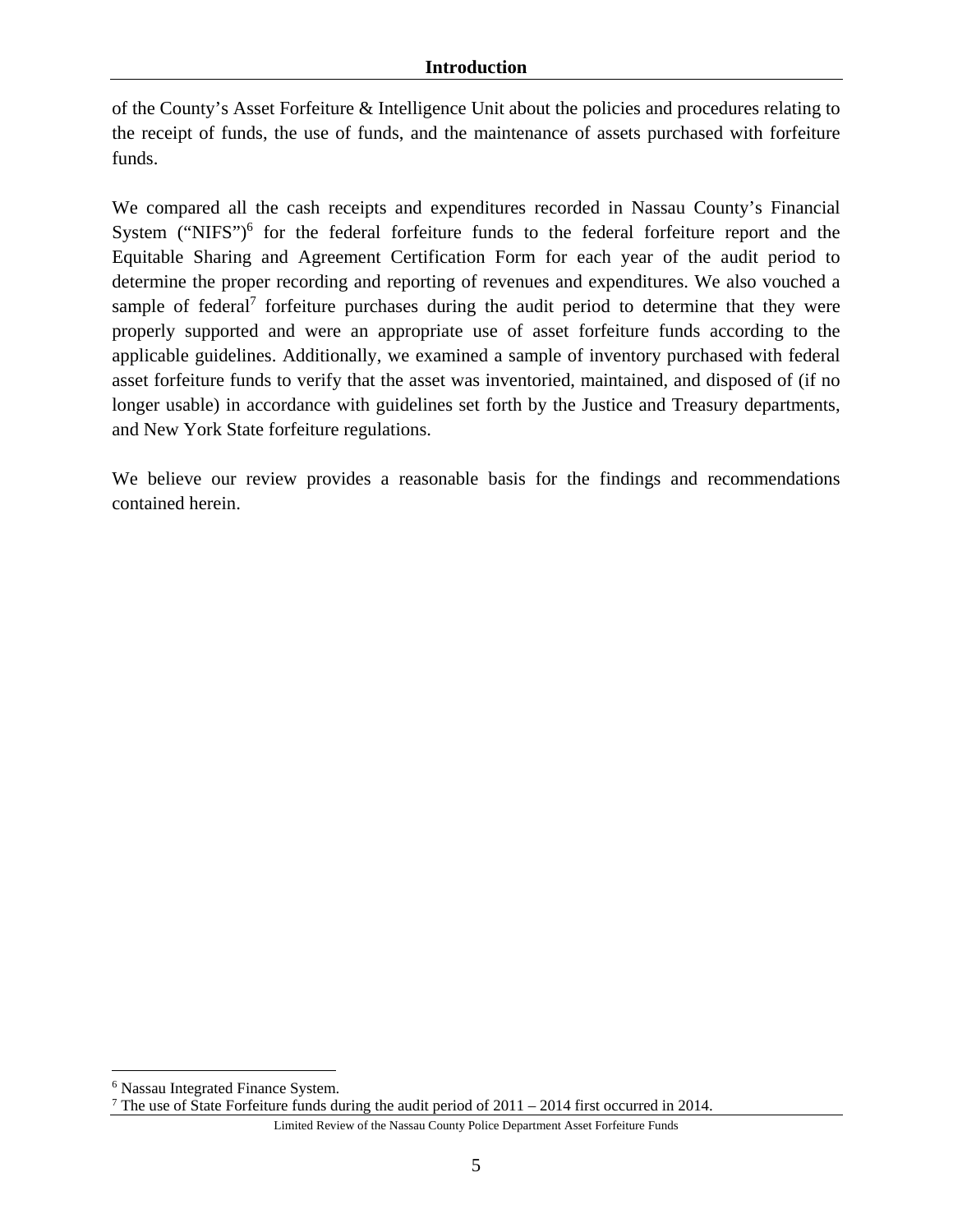of the County's Asset Forfeiture & Intelligence Unit about the policies and procedures relating to the receipt of funds, the use of funds, and the maintenance of assets purchased with forfeiture funds.

We compared all the cash receipts and expenditures recorded in Nassau County's Financial System ("NIFS")[6] for the federal forfeiture funds to the federal forfeiture report and the Equitable Sharing and Agreement Certification Form for each year of the audit period to determine the proper recording and reporting of revenues and expenditures. We also vouched a sample of federal[7] forfeiture purchases during the audit period to determine that they were properly supported and were an appropriate use of asset forfeiture funds according to the applicable guidelines. Additionally, we examined a sample of inventory purchased with federal asset forfeiture funds to verify that the asset was inventoried, maintained, and disposed of (if no longer usable) in accordance with guidelines set forth by the Justice and Treasury departments, and New York State forfeiture regulations.

We believe our review provides a reasonable basis for the findings and recommendations contained herein.

[6] Nassau Integrated Finance System.

[7] The use of State Forfeiture funds during the audit period of 2011 – 2014 first occurred in 2014.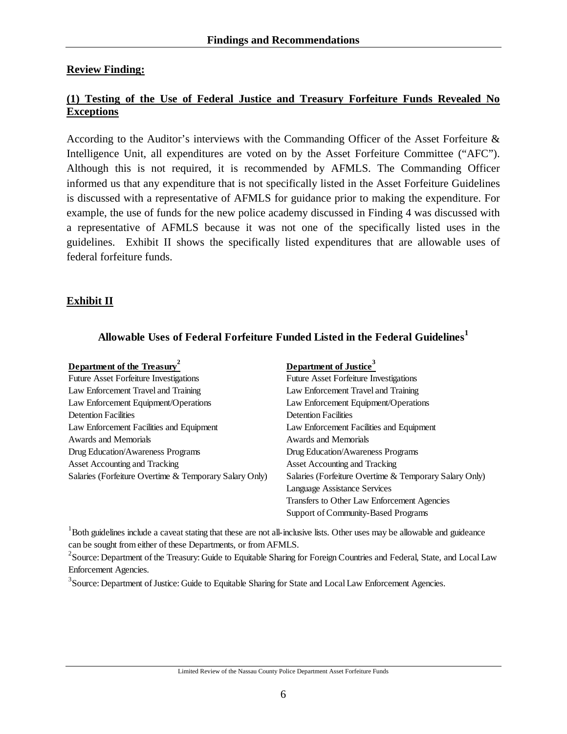## Findings and Recommendations

**Review Finding:**

**(1) Testing of the Use of Federal Justice and Treasury Forfeiture Funds Revealed No Exceptions**

According to the Auditor's interviews with the Commanding Officer of the Asset Forfeiture & Intelligence Unit, all expenditures are voted on by the Asset Forfeiture Committee ("AFC"). Although this is not required, it is recommended by AFMLS. The Commanding Officer informed us that any expenditure that is not specifically listed in the Asset Forfeiture Guidelines is discussed with a representative of AFMLS for guidance prior to making the expenditure. For example, the use of funds for the new police academy discussed in Finding 4 was discussed with a representative of AFMLS because it was not one of the specifically listed uses in the guidelines. Exhibit II shows the specifically listed expenditures that are allowable uses of federal forfeiture funds.

**Exhibit II**

**Allowable Uses of Federal Forfeiture Funded Listed in the Federal Guidelines[1]**

| Department of the Treasury[2] | Department of Justice[3] |
|---|---|
| Future Asset Forfeiture Investigations | Future Asset Forfeiture Investigations |
| Law Enforcement Travel and Training | Law Enforcement Travel and Training |
| Law Enforcement Equipment/Operations | Law Enforcement Equipment/Operations |
| Detention Facilities | Detention Facilities |
| Law Enforcement Facilities and Equipment | Law Enforcement Facilities and Equipment |
| Awards and Memorials | Awards and Memorials |
| Drug Education/Awareness Programs | Drug Education/Awareness Programs |
| Asset Accounting and Tracking | Asset Accounting and Tracking |
| Salaries (Forfeiture Overtime & Temporary Salary Only) | Salaries (Forfeiture Overtime & Temporary Salary Only) |
| | Language Assistance Services |
| | Transfers to Other Law Enforcement Agencies |
| | Support of Community-Based Programs |

[1] Both guidelines include a caveat stating that these are not all-inclusive lists. Other uses may be allowable and guideance can be sought from either of these Departments, or from AFMLS.

[2] Source: Department of the Treasury: Guide to Equitable Sharing for Foreign Countries and Federal, State, and Local Law Enforcement Agencies.

[3] Source: Department of Justice: Guide to Equitable Sharing for State and Local Law Enforcement Agencies.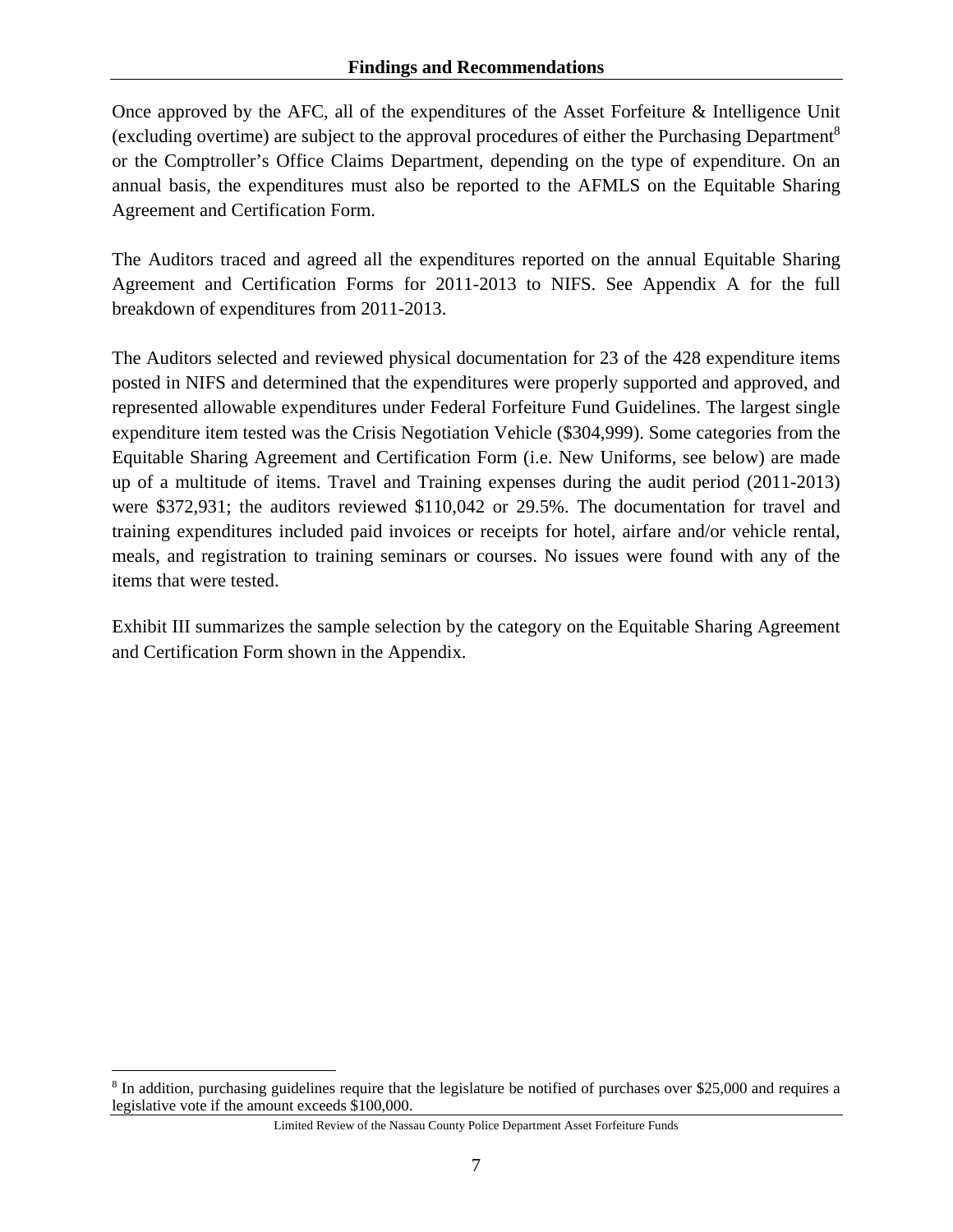## Findings and Recommendations

Once approved by the AFC, all of the expenditures of the Asset Forfeiture & Intelligence Unit (excluding overtime) are subject to the approval procedures of either the Purchasing Department[8] or the Comptroller's Office Claims Department, depending on the type of expenditure. On an annual basis, the expenditures must also be reported to the AFMLS on the Equitable Sharing Agreement and Certification Form.

The Auditors traced and agreed all the expenditures reported on the annual Equitable Sharing Agreement and Certification Forms for 2011-2013 to NIFS. See Appendix A for the full breakdown of expenditures from 2011-2013.

The Auditors selected and reviewed physical documentation for 23 of the 428 expenditure items posted in NIFS and determined that the expenditures were properly supported and approved, and represented allowable expenditures under Federal Forfeiture Fund Guidelines. The largest single expenditure item tested was the Crisis Negotiation Vehicle ($304,999). Some categories from the Equitable Sharing Agreement and Certification Form (i.e. New Uniforms, see below) are made up of a multitude of items. Travel and Training expenses during the audit period (2011-2013) were $372,931; the auditors reviewed $110,042 or 29.5%. The documentation for travel and training expenditures included paid invoices or receipts for hotel, airfare and/or vehicle rental, meals, and registration to training seminars or courses. No issues were found with any of the items that were tested.

Exhibit III summarizes the sample selection by the category on the Equitable Sharing Agreement and Certification Form shown in the Appendix.

[8] In addition, purchasing guidelines require that the legislature be notified of purchases over $25,000 and requires a legislative vote if the amount exceeds $100,000.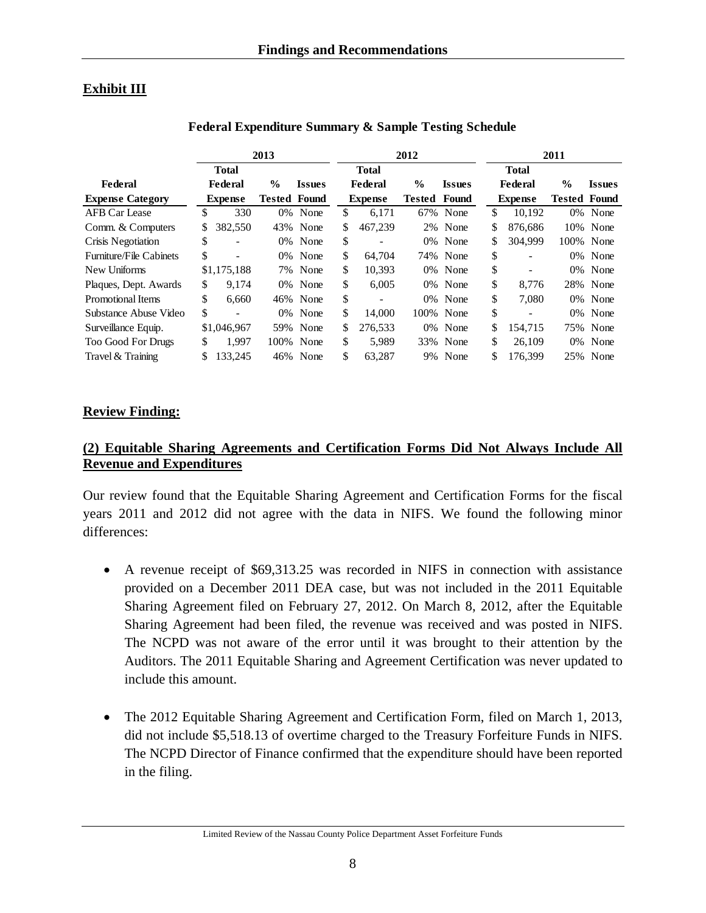**Exhibit III**

**Federal Expenditure Summary & Sample Testing Schedule**

| | 2013 | | | 2012 | | | 2011 | | |
|---|---|---|---|---|---|---|---|---|---|
| **Federal Expense Category** | **Total Federal Expense** | **% Tested** | **Issues Found** | **Total Federal Expense** | **% Tested** | **Issues Found** | **Total Federal Expense** | **% Tested** | **Issues Found** |
| AFB Car Lease | $ 330 | 0% | None | $ 6,171 | 67% | None | $ 10,192 | 0% | None |
| Comm. & Computers | $ 382,550 | 43% | None | $ 467,239 | 2% | None | $ 876,686 | 10% | None |
| Crisis Negotiation | $ - | 0% | None | $ - | 0% | None | $ 304,999 | 100% | None |
| Furniture/File Cabinets | $ - | 0% | None | $ 64,704 | 74% | None | $ - | 0% | None |
| New Uniforms | $1,175,188 | 7% | None | $ 10,393 | 0% | None | $ - | 0% | None |
| Plaques, Dept. Awards | $ 9,174 | 0% | None | $ 6,005 | 0% | None | $ 8,776 | 28% | None |
| Promotional Items | $ 6,660 | 46% | None | $ - | 0% | None | $ 7,080 | 0% | None |
| Substance Abuse Video | $ - | 0% | None | $ 14,000 | 100% | None | $ - | 0% | None |
| Surveillance Equip. | $1,046,967 | 59% | None | $ 276,533 | 0% | None | $ 154,715 | 75% | None |
| Too Good For Drugs | $ 1,997 | 100% | None | $ 5,989 | 33% | None | $ 26,109 | 0% | None |
| Travel & Training | $ 133,245 | 46% | None | $ 63,287 | 9% | None | $ 176,399 | 25% | None |

**Review Finding:**

**(2) Equitable Sharing Agreements and Certification Forms Did Not Always Include All Revenue and Expenditures**

Our review found that the Equitable Sharing Agreement and Certification Forms for the fiscal years 2011 and 2012 did not agree with the data in NIFS. We found the following minor differences:

- A revenue receipt of $69,313.25 was recorded in NIFS in connection with assistance provided on a December 2011 DEA case, but was not included in the 2011 Equitable Sharing Agreement filed on February 27, 2012. On March 8, 2012, after the Equitable Sharing Agreement had been filed, the revenue was received and was posted in NIFS. The NCPD was not aware of the error until it was brought to their attention by the Auditors. The 2011 Equitable Sharing and Agreement Certification was never updated to include this amount.

- The 2012 Equitable Sharing Agreement and Certification Form, filed on March 1, 2013, did not include $5,518.13 of overtime charged to the Treasury Forfeiture Funds in NIFS. The NCPD Director of Finance confirmed that the expenditure should have been reported in the filing.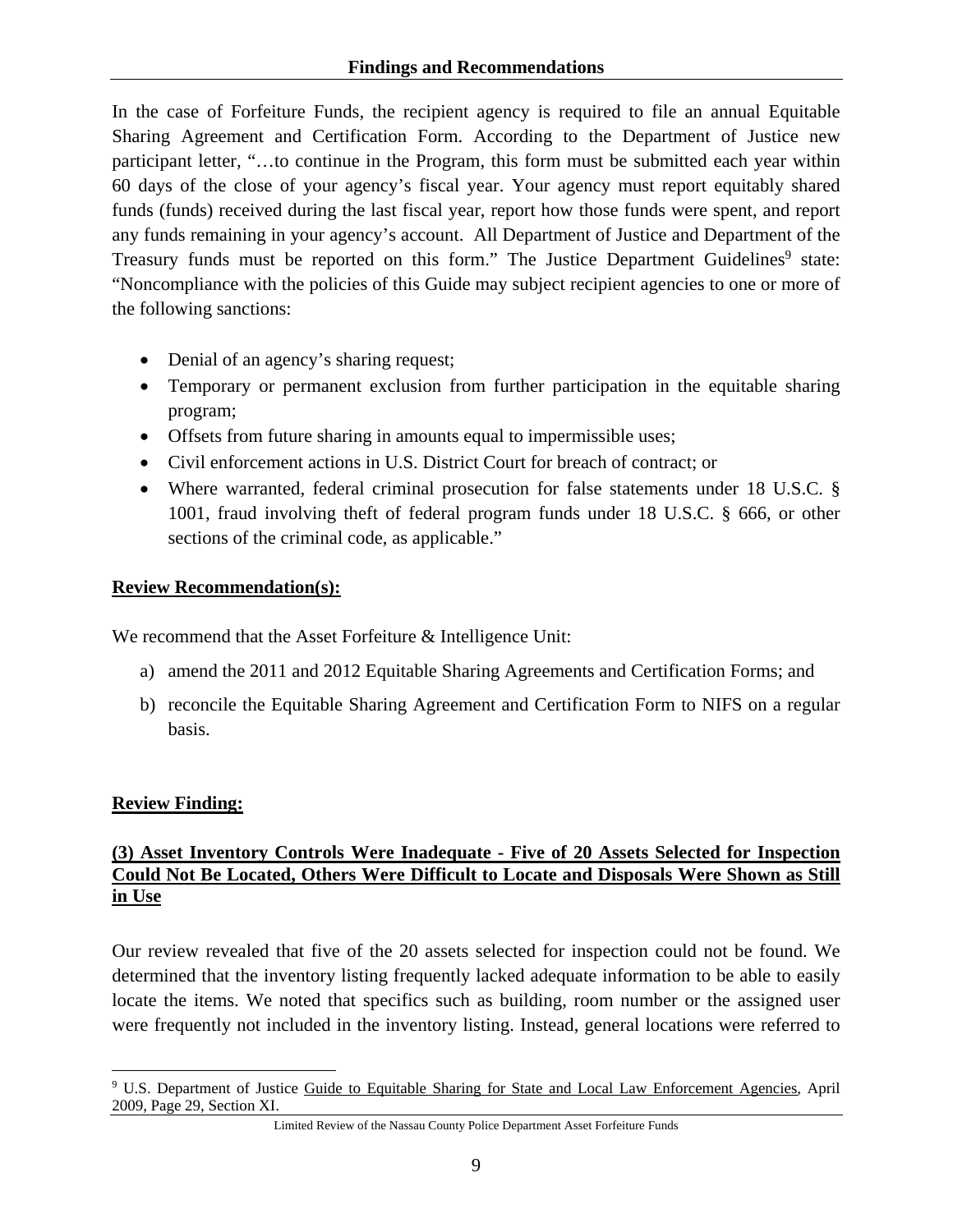In the case of Forfeiture Funds, the recipient agency is required to file an annual Equitable Sharing Agreement and Certification Form. According to the Department of Justice new participant letter, "…to continue in the Program, this form must be submitted each year within 60 days of the close of your agency's fiscal year. Your agency must report equitably shared funds (funds) received during the last fiscal year, report how those funds were spent, and report any funds remaining in your agency's account. All Department of Justice and Department of the Treasury funds must be reported on this form." The Justice Department Guidelines[9] state: "Noncompliance with the policies of this Guide may subject recipient agencies to one or more of the following sanctions:

- Denial of an agency's sharing request;
- Temporary or permanent exclusion from further participation in the equitable sharing program;
- Offsets from future sharing in amounts equal to impermissible uses;
- Civil enforcement actions in U.S. District Court for breach of contract; or
- Where warranted, federal criminal prosecution for false statements under 18 U.S.C. § 1001, fraud involving theft of federal program funds under 18 U.S.C. § 666, or other sections of the criminal code, as applicable."

**Review Recommendation(s):**

We recommend that the Asset Forfeiture & Intelligence Unit:

a) amend the 2011 and 2012 Equitable Sharing Agreements and Certification Forms; and

b) reconcile the Equitable Sharing Agreement and Certification Form to NIFS on a regular basis.

**Review Finding:**

**(3) Asset Inventory Controls Were Inadequate - Five of 20 Assets Selected for Inspection Could Not Be Located, Others Were Difficult to Locate and Disposals Were Shown as Still in Use**

Our review revealed that five of the 20 assets selected for inspection could not be found. We determined that the inventory listing frequently lacked adequate information to be able to easily locate the items. We noted that specifics such as building, room number or the assigned user were frequently not included in the inventory listing. Instead, general locations were referred to

[9] U.S. Department of Justice Guide to Equitable Sharing for State and Local Law Enforcement Agencies, April 2009, Page 29, Section XI.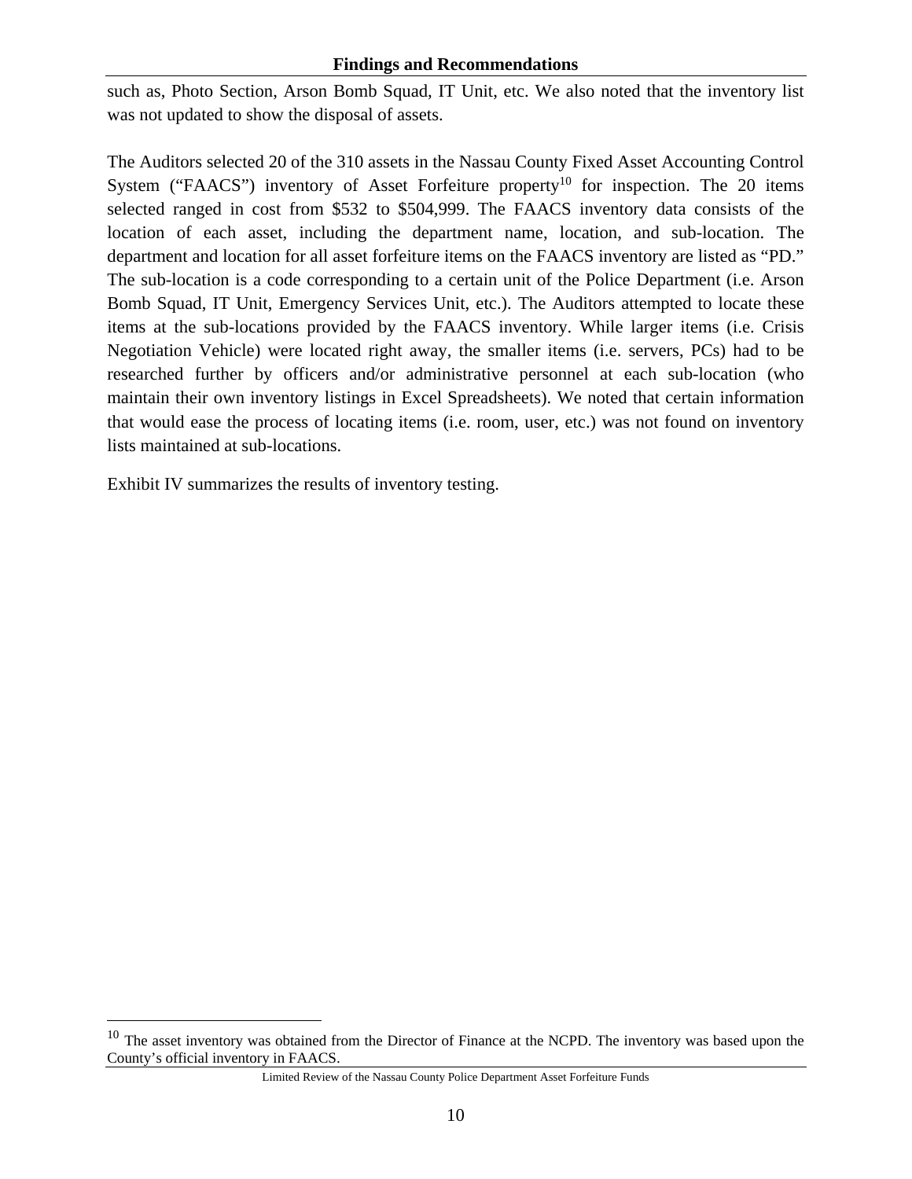such as, Photo Section, Arson Bomb Squad, IT Unit, etc. We also noted that the inventory list was not updated to show the disposal of assets.

The Auditors selected 20 of the 310 assets in the Nassau County Fixed Asset Accounting Control System ("FAACS") inventory of Asset Forfeiture property[10] for inspection. The 20 items selected ranged in cost from $532 to $504,999. The FAACS inventory data consists of the location of each asset, including the department name, location, and sub-location. The department and location for all asset forfeiture items on the FAACS inventory are listed as "PD." The sub-location is a code corresponding to a certain unit of the Police Department (i.e. Arson Bomb Squad, IT Unit, Emergency Services Unit, etc.). The Auditors attempted to locate these items at the sub-locations provided by the FAACS inventory. While larger items (i.e. Crisis Negotiation Vehicle) were located right away, the smaller items (i.e. servers, PCs) had to be researched further by officers and/or administrative personnel at each sub-location (who maintain their own inventory listings in Excel Spreadsheets). We noted that certain information that would ease the process of locating items (i.e. room, user, etc.) was not found on inventory lists maintained at sub-locations.

Exhibit IV summarizes the results of inventory testing.

[10] The asset inventory was obtained from the Director of Finance at the NCPD. The inventory was based upon the County's official inventory in FAACS.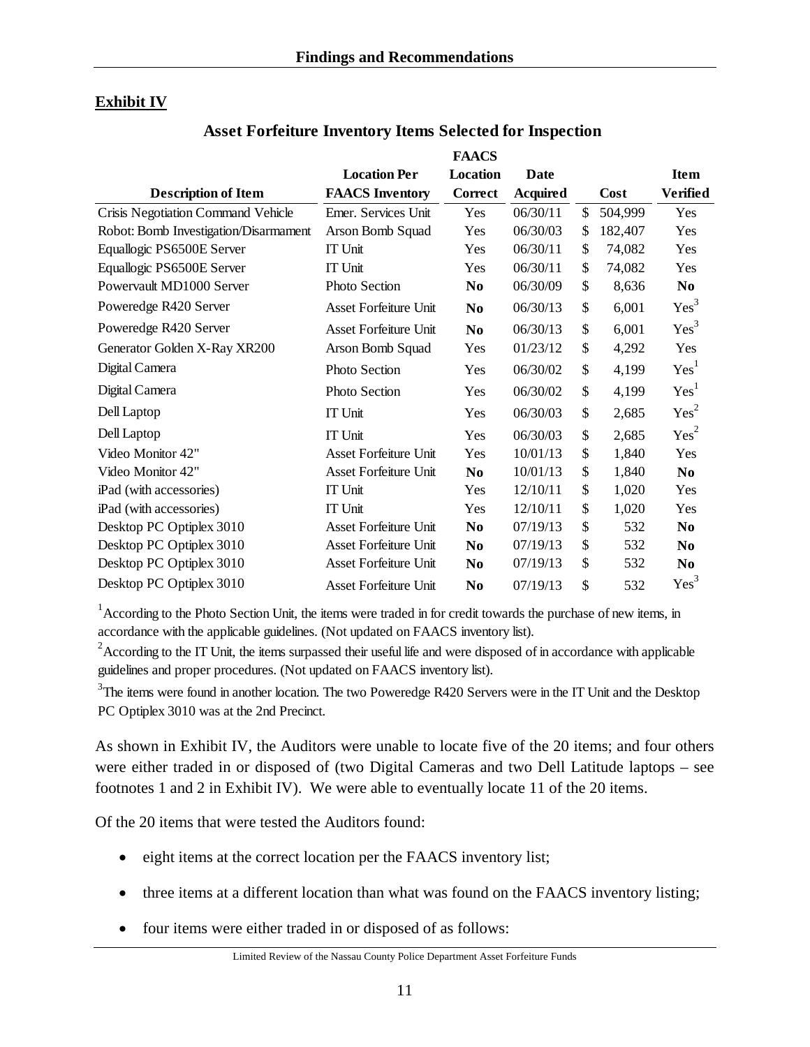## Exhibit IV

### Asset Forfeiture Inventory Items Selected for Inspection

| Description of Item | Location Per FAACS Inventory | FAACS Location Correct | Date Acquired | Cost | Item Verified |
|---|---|---|---|---|---|
| Crisis Negotiation Command Vehicle | Emer. Services Unit | Yes | 06/30/11 | $ 504,999 | Yes |
| Robot: Bomb Investigation/Disarmament | Arson Bomb Squad | Yes | 06/30/03 | $ 182,407 | Yes |
| Equallogic PS6500E Server | IT Unit | Yes | 06/30/11 | $ 74,082 | Yes |
| Equallogic PS6500E Server | IT Unit | Yes | 06/30/11 | $ 74,082 | Yes |
| Powervault MD1000 Server | Photo Section | **No** | 06/30/09 | $ 8,636 | **No** |
| Poweredge R420 Server | Asset Forfeiture Unit | **No** | 06/30/13 | $ 6,001 | Yes[3] |
| Poweredge R420 Server | Asset Forfeiture Unit | **No** | 06/30/13 | $ 6,001 | Yes[3] |
| Generator Golden X-Ray XR200 | Arson Bomb Squad | Yes | 01/23/12 | $ 4,292 | Yes |
| Digital Camera | Photo Section | Yes | 06/30/02 | $ 4,199 | Yes[1] |
| Digital Camera | Photo Section | Yes | 06/30/02 | $ 4,199 | Yes[1] |
| Dell Laptop | IT Unit | Yes | 06/30/03 | $ 2,685 | Yes[2] |
| Dell Laptop | IT Unit | Yes | 06/30/03 | $ 2,685 | Yes[2] |
| Video Monitor 42" | Asset Forfeiture Unit | Yes | 10/01/13 | $ 1,840 | Yes |
| Video Monitor 42" | Asset Forfeiture Unit | **No** | 10/01/13 | $ 1,840 | **No** |
| iPad (with accessories) | IT Unit | Yes | 12/10/11 | $ 1,020 | Yes |
| iPad (with accessories) | IT Unit | Yes | 12/10/11 | $ 1,020 | Yes |
| Desktop PC Optiplex 3010 | Asset Forfeiture Unit | **No** | 07/19/13 | $ 532 | **No** |
| Desktop PC Optiplex 3010 | Asset Forfeiture Unit | **No** | 07/19/13 | $ 532 | **No** |
| Desktop PC Optiplex 3010 | Asset Forfeiture Unit | **No** | 07/19/13 | $ 532 | **No** |
| Desktop PC Optiplex 3010 | Asset Forfeiture Unit | **No** | 07/19/13 | $ 532 | Yes[3] |

[1] According to the Photo Section Unit, the items were traded in for credit towards the purchase of new items, in accordance with the applicable guidelines. (Not updated on FAACS inventory list).

[2] According to the IT Unit, the items surpassed their useful life and were disposed of in accordance with applicable guidelines and proper procedures. (Not updated on FAACS inventory list).

[3] The items were found in another location. The two Poweredge R420 Servers were in the IT Unit and the Desktop PC Optiplex 3010 was at the 2nd Precinct.

As shown in Exhibit IV, the Auditors were unable to locate five of the 20 items; and four others were either traded in or disposed of (two Digital Cameras and two Dell Latitude laptops – see footnotes 1 and 2 in Exhibit IV). We were able to eventually locate 11 of the 20 items.

Of the 20 items that were tested the Auditors found:

- eight items at the correct location per the FAACS inventory list;
- three items at a different location than what was found on the FAACS inventory listing;
- four items were either traded in or disposed of as follows: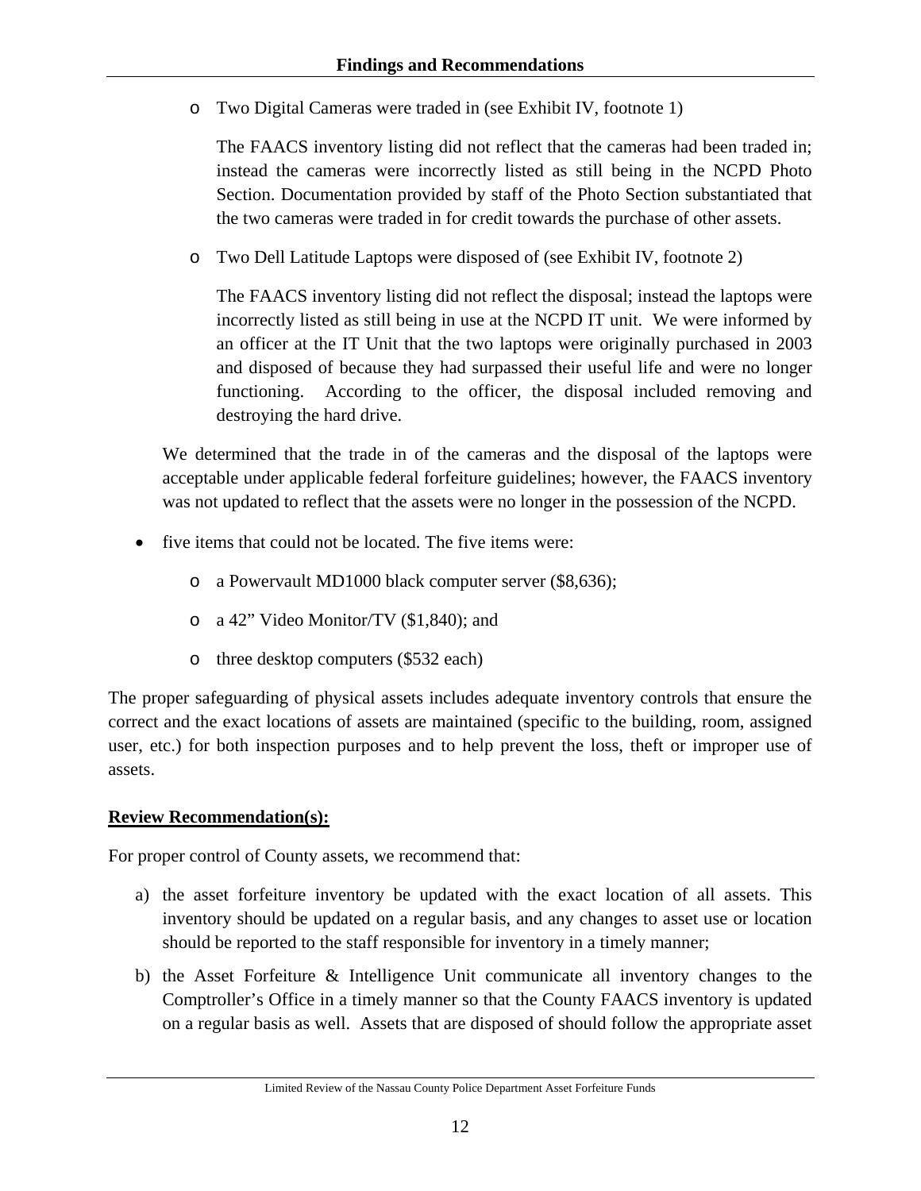- Two Digital Cameras were traded in (see Exhibit IV, footnote 1)

  The FAACS inventory listing did not reflect that the cameras had been traded in; instead the cameras were incorrectly listed as still being in the NCPD Photo Section. Documentation provided by staff of the Photo Section substantiated that the two cameras were traded in for credit towards the purchase of other assets.

- Two Dell Latitude Laptops were disposed of (see Exhibit IV, footnote 2)

  The FAACS inventory listing did not reflect the disposal; instead the laptops were incorrectly listed as still being in use at the NCPD IT unit. We were informed by an officer at the IT Unit that the two laptops were originally purchased in 2003 and disposed of because they had surpassed their useful life and were no longer functioning. According to the officer, the disposal included removing and destroying the hard drive.

We determined that the trade in of the cameras and the disposal of the laptops were acceptable under applicable federal forfeiture guidelines; however, the FAACS inventory was not updated to reflect that the assets were no longer in the possession of the NCPD.

- five items that could not be located. The five items were:
  - a Powervault MD1000 black computer server ($8,636);
  - a 42" Video Monitor/TV ($1,840); and
  - three desktop computers ($532 each)

The proper safeguarding of physical assets includes adequate inventory controls that ensure the correct and the exact locations of assets are maintained (specific to the building, room, assigned user, etc.) for both inspection purposes and to help prevent the loss, theft or improper use of assets.

**Review Recommendation(s):**

For proper control of County assets, we recommend that:

a) the asset forfeiture inventory be updated with the exact location of all assets. This inventory should be updated on a regular basis, and any changes to asset use or location should be reported to the staff responsible for inventory in a timely manner;

b) the Asset Forfeiture & Intelligence Unit communicate all inventory changes to the Comptroller's Office in a timely manner so that the County FAACS inventory is updated on a regular basis as well. Assets that are disposed of should follow the appropriate asset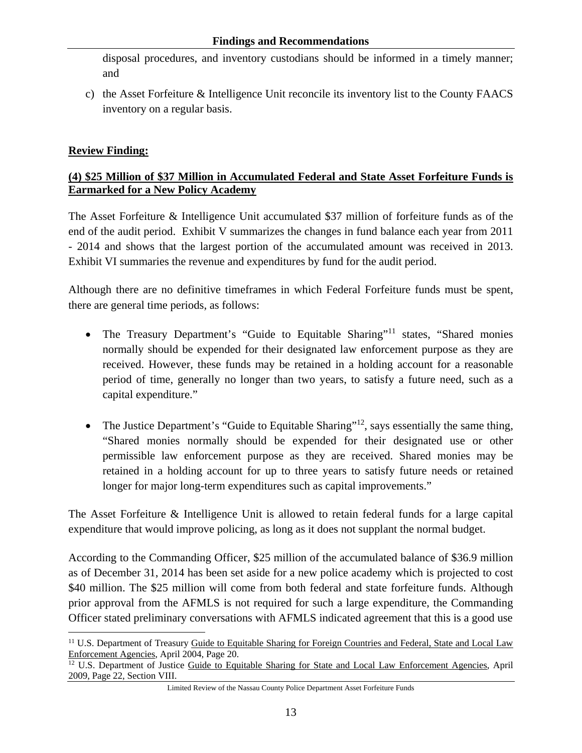disposal procedures, and inventory custodians should be informed in a timely manner; and

c) the Asset Forfeiture & Intelligence Unit reconcile its inventory list to the County FAACS inventory on a regular basis.

**Review Finding:**

**(4) $25 Million of $37 Million in Accumulated Federal and State Asset Forfeiture Funds is Earmarked for a New Policy Academy**

The Asset Forfeiture & Intelligence Unit accumulated $37 million of forfeiture funds as of the end of the audit period. Exhibit V summarizes the changes in fund balance each year from 2011 - 2014 and shows that the largest portion of the accumulated amount was received in 2013. Exhibit VI summaries the revenue and expenditures by fund for the audit period.

Although there are no definitive timeframes in which Federal Forfeiture funds must be spent, there are general time periods, as follows:

- The Treasury Department's "Guide to Equitable Sharing"[11] states, "Shared monies normally should be expended for their designated law enforcement purpose as they are received. However, these funds may be retained in a holding account for a reasonable period of time, generally no longer than two years, to satisfy a future need, such as a capital expenditure."

- The Justice Department's "Guide to Equitable Sharing"[12], says essentially the same thing, "Shared monies normally should be expended for their designated use or other permissible law enforcement purpose as they are received. Shared monies may be retained in a holding account for up to three years to satisfy future needs or retained longer for major long-term expenditures such as capital improvements."

The Asset Forfeiture & Intelligence Unit is allowed to retain federal funds for a large capital expenditure that would improve policing, as long as it does not supplant the normal budget.

According to the Commanding Officer, $25 million of the accumulated balance of $36.9 million as of December 31, 2014 has been set aside for a new police academy which is projected to cost $40 million. The $25 million will come from both federal and state forfeiture funds. Although prior approval from the AFMLS is not required for such a large expenditure, the Commanding Officer stated preliminary conversations with AFMLS indicated agreement that this is a good use

[11] U.S. Department of Treasury Guide to Equitable Sharing for Foreign Countries and Federal, State and Local Law Enforcement Agencies, April 2004, Page 20.

[12] U.S. Department of Justice Guide to Equitable Sharing for State and Local Law Enforcement Agencies, April 2009, Page 22, Section VIII.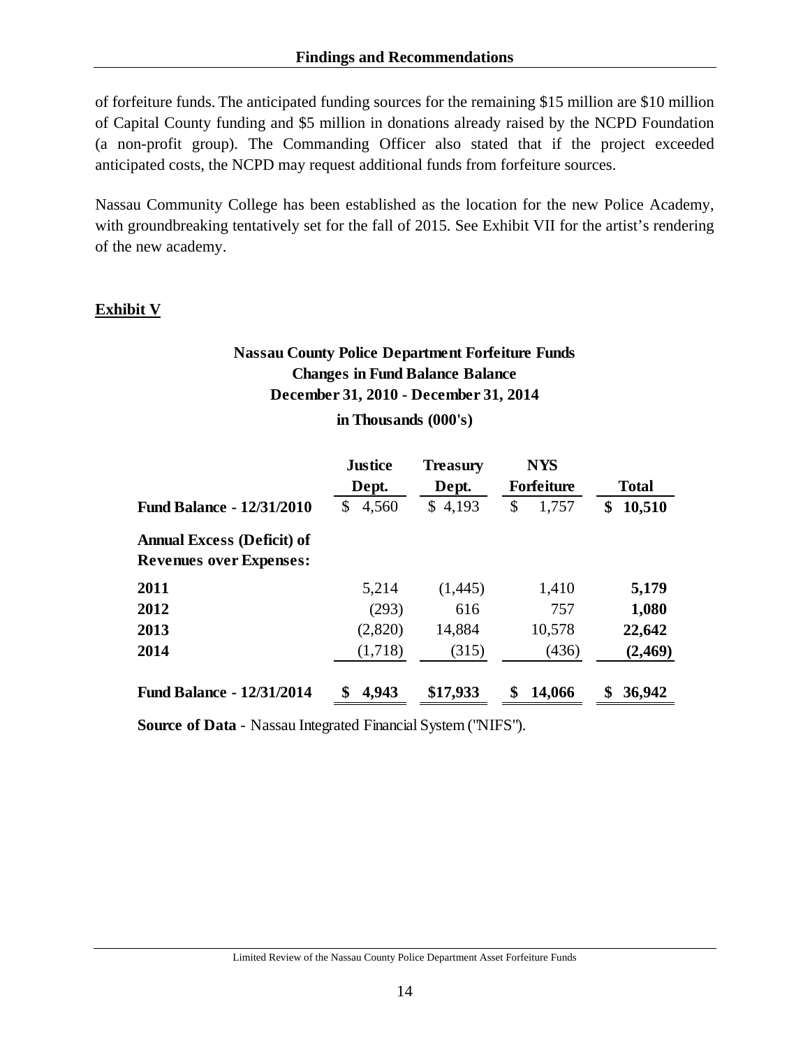of forfeiture funds. The anticipated funding sources for the remaining $15 million are $10 million of Capital County funding and $5 million in donations already raised by the NCPD Foundation (a non-profit group). The Commanding Officer also stated that if the project exceeded anticipated costs, the NCPD may request additional funds from forfeiture sources.

Nassau Community College has been established as the location for the new Police Academy, with groundbreaking tentatively set for the fall of 2015. See Exhibit VII for the artist's rendering of the new academy.

**Exhibit V**

**Nassau County Police Department Forfeiture Funds**
**Changes in Fund Balance Balance**
**December 31, 2010 - December 31, 2014**
**in Thousands (000's)**

| | Justice Dept. | Treasury Dept. | NYS Forfeiture | Total |
|---|---|---|---|---|
| **Fund Balance - 12/31/2010** | $ 4,560 | $ 4,193 | $ 1,757 | **$ 10,510** |
| **Annual Excess (Deficit) of Revenues over Expenses:** | | | | |
| **2011** | 5,214 | (1,445) | 1,410 | **5,179** |
| **2012** | (293) | 616 | 757 | **1,080** |
| **2013** | (2,820) | 14,884 | 10,578 | **22,642** |
| **2014** | (1,718) | (315) | (436) | **(2,469)** |
| **Fund Balance - 12/31/2014** | **$ 4,943** | **$17,933** | **$ 14,066** | **$ 36,942** |

**Source of Data** - Nassau Integrated Financial System ("NIFS").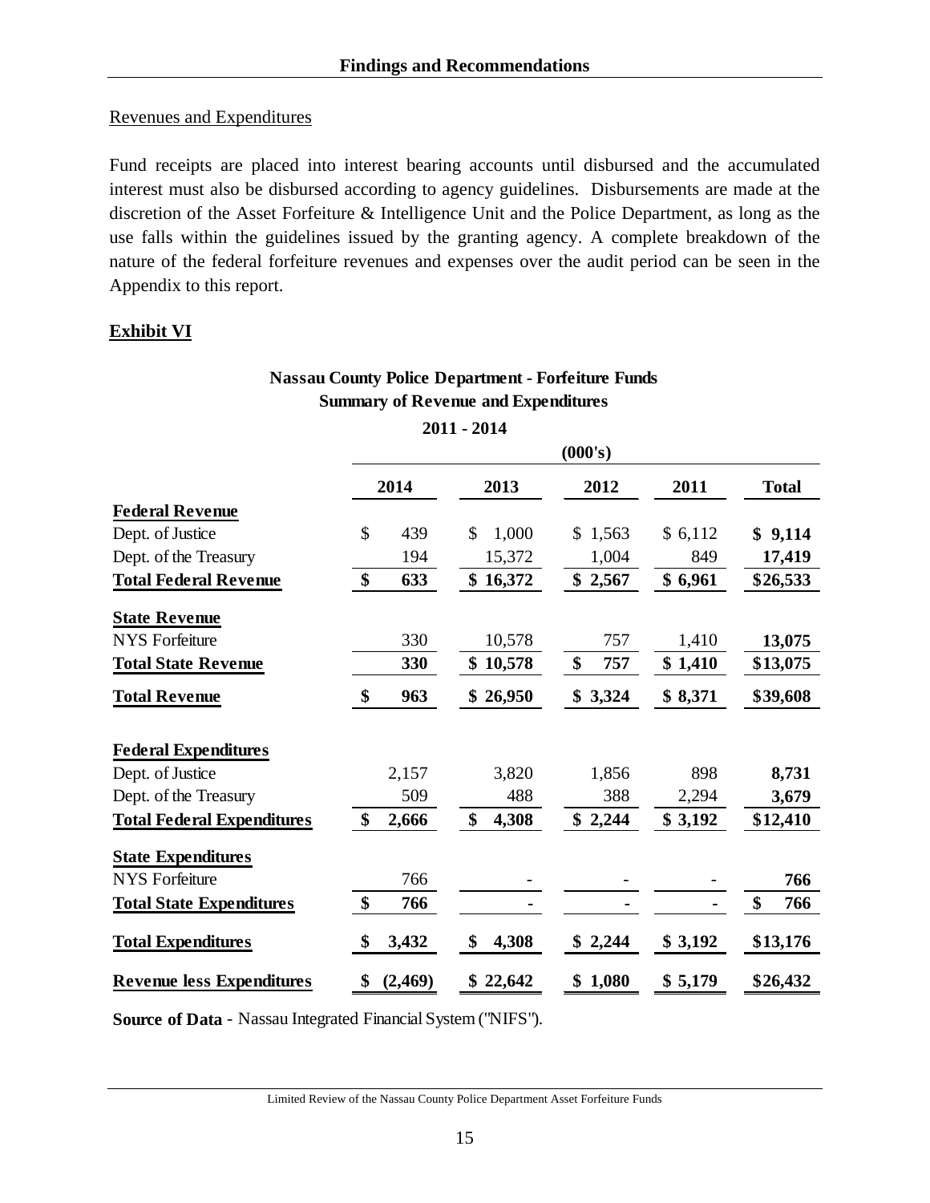## Revenues and Expenditures

Fund receipts are placed into interest bearing accounts until disbursed and the accumulated interest must also be disbursed according to agency guidelines. Disbursements are made at the discretion of the Asset Forfeiture & Intelligence Unit and the Police Department, as long as the use falls within the guidelines issued by the granting agency. A complete breakdown of the nature of the federal forfeiture revenues and expenses over the audit period can be seen in the Appendix to this report.

### Exhibit VI

**Nassau County Police Department - Forfeiture Funds**
**Summary of Revenue and Expenditures**
**2011 - 2014**
**(000's)**

| | 2014 | 2013 | 2012 | 2011 | Total |
|---|---|---|---|---|---|
| **Federal Revenue** | | | | | |
| Dept. of Justice | $ 439 | $ 1,000 | $ 1,563 | $ 6,112 | **$ 9,114** |
| Dept. of the Treasury | 194 | 15,372 | 1,004 | 849 | **17,419** |
| **Total Federal Revenue** | **$ 633** | **$ 16,372** | **$ 2,567** | **$ 6,961** | **$26,533** |
| **State Revenue** | | | | | |
| NYS Forfeiture | 330 | 10,578 | 757 | 1,410 | **13,075** |
| **Total State Revenue** | **330** | **$ 10,578** | **$ 757** | **$ 1,410** | **$13,075** |
| **Total Revenue** | **$ 963** | **$ 26,950** | **$ 3,324** | **$ 8,371** | **$39,608** |
| **Federal Expenditures** | | | | | |
| Dept. of Justice | 2,157 | 3,820 | 1,856 | 898 | **8,731** |
| Dept. of the Treasury | 509 | 488 | 388 | 2,294 | **3,679** |
| **Total Federal Expenditures** | **$ 2,666** | **$ 4,308** | **$ 2,244** | **$ 3,192** | **$12,410** |
| **State Expenditures** | | | | | |
| NYS Forfeiture | 766 | - | - | - | **766** |
| **Total State Expenditures** | **$ 766** | **-** | **-** | **-** | **$ 766** |
| **Total Expenditures** | **$ 3,432** | **$ 4,308** | **$ 2,244** | **$ 3,192** | **$13,176** |
| **Revenue less Expenditures** | **$ (2,469)** | **$ 22,642** | **$ 1,080** | **$ 5,179** | **$26,432** |

**Source of Data** - Nassau Integrated Financial System ("NIFS").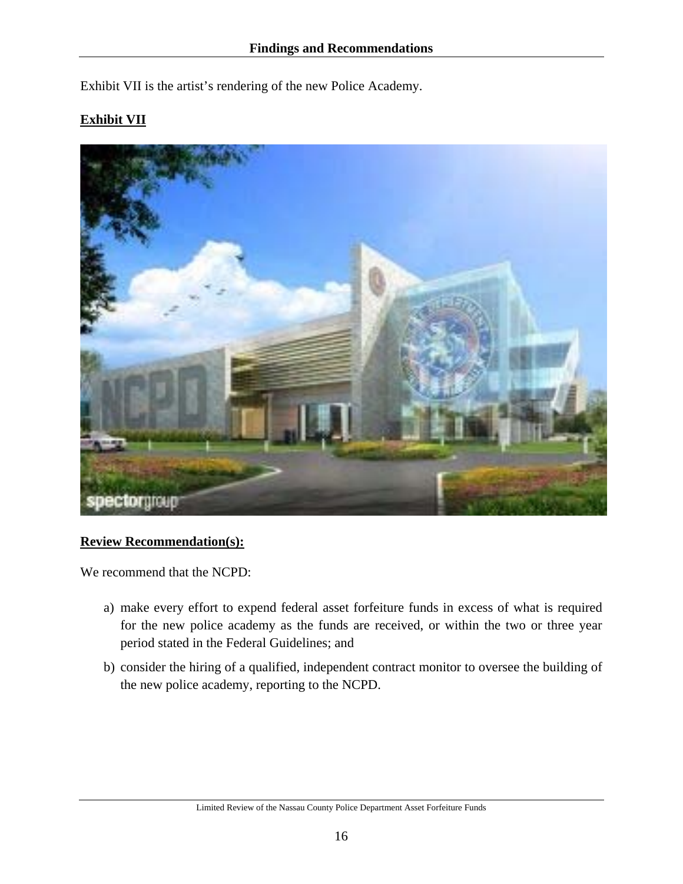Exhibit VII is the artist's rendering of the new Police Academy.

**Exhibit VII**

**Review Recommendation(s):**

We recommend that the NCPD:

a) make every effort to expend federal asset forfeiture funds in excess of what is required for the new police academy as the funds are received, or within the two or three year period stated in the Federal Guidelines; and

b) consider the hiring of a qualified, independent contract monitor to oversee the building of the new police academy, reporting to the NCPD.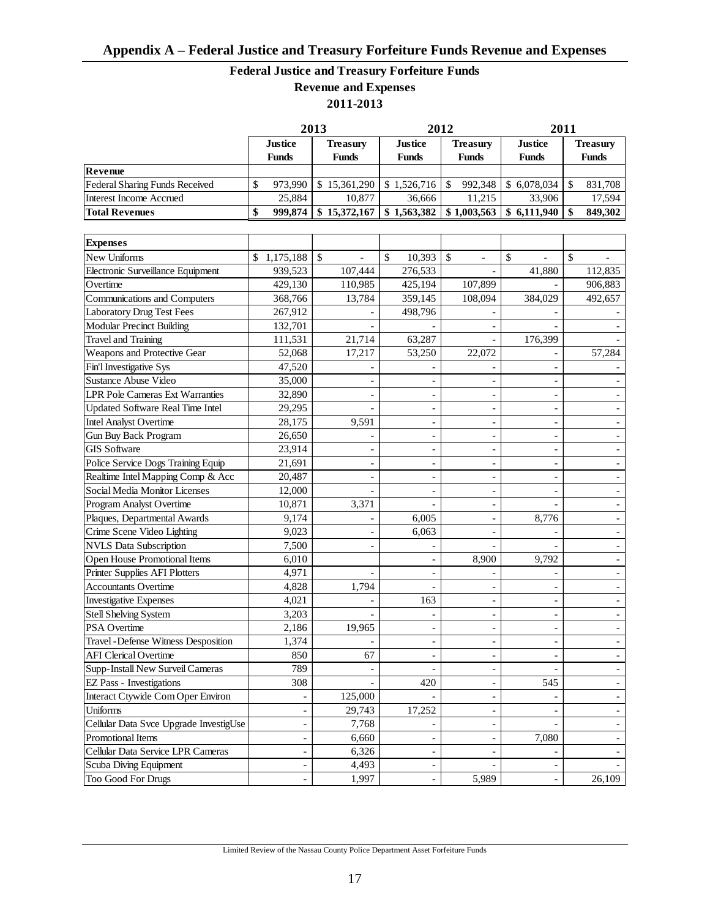## Appendix A – Federal Justice and Treasury Forfeiture Funds Revenue and Expenses

### Federal Justice and Treasury Forfeiture Funds
### Revenue and Expenses
### 2011-2013

| | 2013 | | 2012 | | 2011 | |
|---|---|---|---|---|---|---|
| | **Justice Funds** | **Treasury Funds** | **Justice Funds** | **Treasury Funds** | **Justice Funds** | **Treasury Funds** |
| **Revenue** | | | | | | |
| Federal Sharing Funds Received | $ 973,990 | $ 15,361,290 | $ 1,526,716 | $ 992,348 | $ 6,078,034 | $ 831,708 |
| Interest Income Accrued | 25,884 | 10,877 | 36,666 | 11,215 | 33,906 | 17,594 |
| **Total Revenues** | **$ 999,874** | **$ 15,372,167** | **$ 1,563,382** | **$ 1,003,563** | **$ 6,111,940** | **$ 849,302** |
| | | | | | | |
| **Expenses** | | | | | | |
| New Uniforms | $ 1,175,188 | $ - | $ 10,393 | $ - | $ - | $ - |
| Electronic Surveillance Equipment | 939,523 | 107,444 | 276,533 | - | 41,880 | 112,835 |
| Overtime | 429,130 | 110,985 | 425,194 | 107,899 | - | 906,883 |
| Communications and Computers | 368,766 | 13,784 | 359,145 | 108,094 | 384,029 | 492,657 |
| Laboratory Drug Test Fees | 267,912 | - | 498,796 | - | - | - |
| Modular Precinct Building | 132,701 | - | - | - | - | - |
| Travel and Training | 111,531 | 21,714 | 63,287 | - | 176,399 | - |
| Weapons and Protective Gear | 52,068 | 17,217 | 53,250 | 22,072 | - | 57,284 |
| Fin'l Investigative Sys | 47,520 | - | - | - | - | - |
| Sustance Abuse Video | 35,000 | - | - | - | - | - |
| LPR Pole Cameras Ext Warranties | 32,890 | - | - | - | - | - |
| Updated Software Real Time Intel | 29,295 | - | - | - | - | - |
| Intel Analyst Overtime | 28,175 | 9,591 | - | - | - | - |
| Gun Buy Back Program | 26,650 | - | - | - | - | - |
| GIS Software | 23,914 | - | - | - | - | - |
| Police Service Dogs Training Equip | 21,691 | - | - | - | - | - |
| Realtime Intel Mapping Comp & Acc | 20,487 | - | - | - | - | - |
| Social Media Monitor Licenses | 12,000 | - | - | - | - | - |
| Program Analyst Overtime | 10,871 | 3,371 | - | - | - | - |
| Plaques, Departmental Awards | 9,174 | - | 6,005 | - | 8,776 | - |
| Crime Scene Video Lighting | 9,023 | - | 6,063 | - | - | - |
| NVLS Data Subscription | 7,500 | - | - | - | - | - |
| Open House Promotional Items | 6,010 | | - | 8,900 | 9,792 | - |
| Printer Supplies AFI Plotters | 4,971 | - | - | - | - | - |
| Accountants Overtime | 4,828 | 1,794 | - | - | - | - |
| Investigative Expenses | 4,021 | - | 163 | - | - | - |
| Stell Shelving System | 3,203 | - | - | - | - | - |
| PSA Overtime | 2,186 | 19,965 | - | - | - | - |
| Travel -Defense Witness Desposition | 1,374 | - | - | - | - | - |
| AFI Clerical Overtime | 850 | 67 | - | - | - | - |
| Supp-Install New Surveil Cameras | 789 | - | - | - | - | - |
| EZ Pass - Investigations | 308 | - | 420 | - | 545 | - |
| Interact Ctywide Com Oper Environ | - | 125,000 | - | - | - | - |
| Uniforms | - | 29,743 | 17,252 | - | - | - |
| Cellular Data Svce Upgrade InvestigUse | - | 7,768 | - | - | - | - |
| Promotional Items | - | 6,660 | - | - | 7,080 | - |
| Cellular Data Service LPR Cameras | - | 6,326 | - | - | - | - |
| Scuba Diving Equipment | - | 4,493 | - | - | - | - |
| Too Good For Drugs | - | 1,997 | - | 5,989 | - | 26,109 |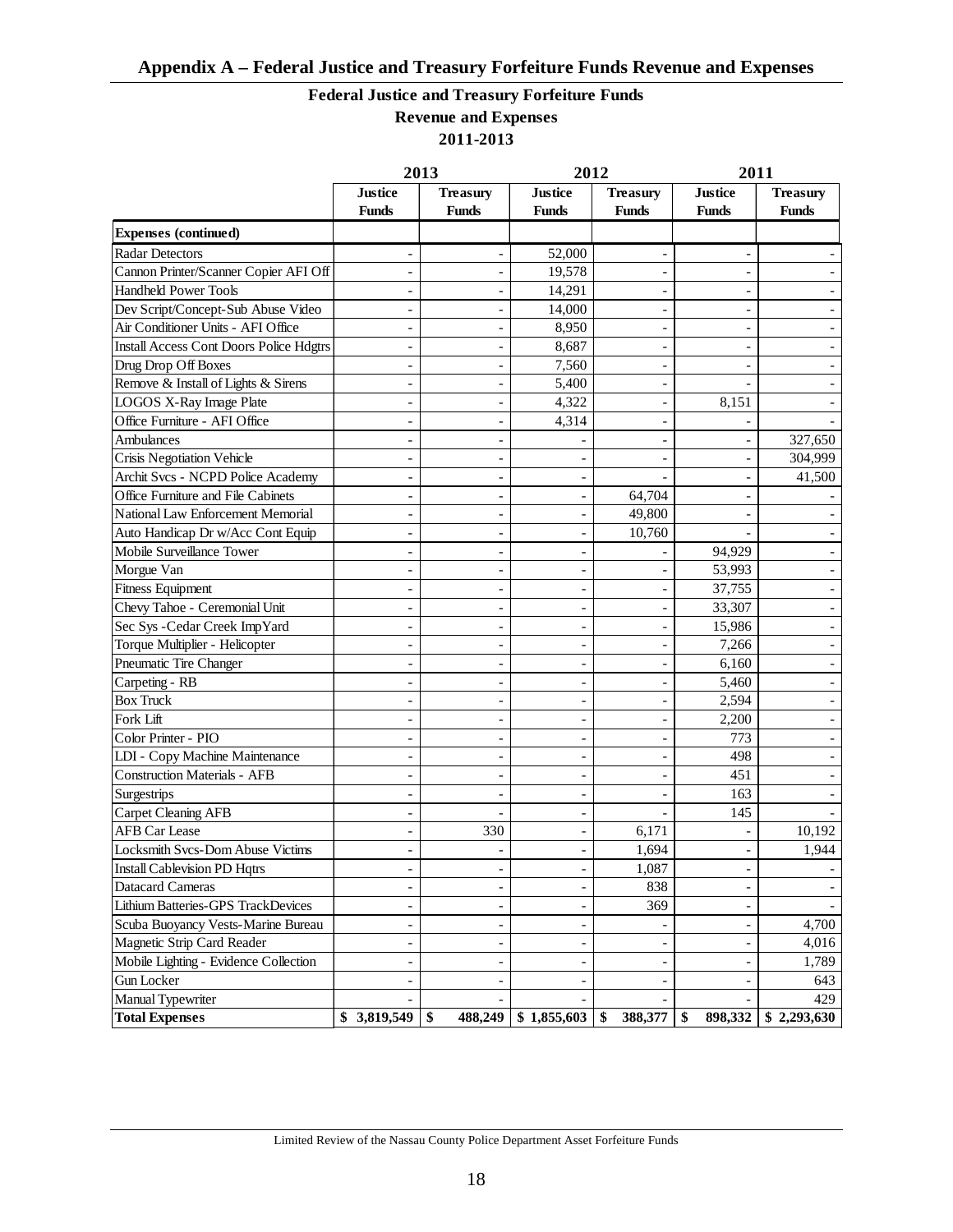## Appendix A – Federal Justice and Treasury Forfeiture Funds Revenue and Expenses

**Federal Justice and Treasury Forfeiture Funds**
**Revenue and Expenses**
**2011-2013**

| | 2013 | | 2012 | | 2011 | |
|---|---|---|---|---|---|---|
| | **Justice Funds** | **Treasury Funds** | **Justice Funds** | **Treasury Funds** | **Justice Funds** | **Treasury Funds** |
| **Expenses (continued)** | | | | | | |
| Radar Detectors | - | - | 52,000 | - | - | - |
| Cannon Printer/Scanner Copier AFI Off | - | - | 19,578 | - | - | - |
| Handheld Power Tools | - | - | 14,291 | - | - | - |
| Dev Script/Concept-Sub Abuse Video | - | - | 14,000 | - | - | - |
| Air Conditioner Units - AFI Office | - | - | 8,950 | - | - | - |
| Install Access Cont Doors Police Hdgtrs | - | - | 8,687 | - | - | - |
| Drug Drop Off Boxes | - | - | 7,560 | - | - | - |
| Remove & Install of Lights & Sirens | - | - | 5,400 | - | - | - |
| LOGOS X-Ray Image Plate | - | - | 4,322 | - | 8,151 | - |
| Office Furniture - AFI Office | - | - | 4,314 | - | - | - |
| Ambulances | - | - | - | - | - | 327,650 |
| Crisis Negotiation Vehicle | - | - | - | - | - | 304,999 |
| Archit Svcs - NCPD Police Academy | - | - | - | - | - | 41,500 |
| Office Furniture and File Cabinets | - | - | - | 64,704 | - | - |
| National Law Enforcement Memorial | - | - | - | 49,800 | - | - |
| Auto Handicap Dr w/Acc Cont Equip | - | - | - | 10,760 | - | - |
| Mobile Surveillance Tower | - | - | - | - | 94,929 | - |
| Morgue Van | - | - | - | - | 53,993 | - |
| Fitness Equipment | - | - | - | - | 37,755 | - |
| Chevy Tahoe - Ceremonial Unit | - | - | - | - | 33,307 | - |
| Sec Sys -Cedar Creek ImpYard | - | - | - | - | 15,986 | - |
| Torque Multiplier - Helicopter | - | - | - | - | 7,266 | - |
| Pneumatic Tire Changer | - | - | - | - | 6,160 | - |
| Carpeting - RB | - | - | - | - | 5,460 | - |
| Box Truck | - | - | - | - | 2,594 | - |
| Fork Lift | - | - | - | - | 2,200 | - |
| Color Printer - PIO | - | - | - | - | 773 | - |
| LDI - Copy Machine Maintenance | - | - | - | - | 498 | - |
| Construction Materials - AFB | - | - | - | - | 451 | - |
| Surgestrips | - | - | - | - | 163 | - |
| Carpet Cleaning AFB | - | - | - | - | 145 | - |
| AFB Car Lease | - | 330 | - | 6,171 | - | 10,192 |
| Locksmith Svcs-Dom Abuse Victims | - | - | - | 1,694 | - | 1,944 |
| Install Cablevision PD Hqtrs | - | - | - | 1,087 | - | - |
| Datacard Cameras | - | - | - | 838 | - | - |
| Lithium Batteries-GPS TrackDevices | - | - | - | 369 | - | - |
| Scuba Buoyancy Vests-Marine Bureau | - | - | - | - | - | 4,700 |
| Magnetic Strip Card Reader | - | - | - | - | - | 4,016 |
| Mobile Lighting - Evidence Collection | - | - | - | - | - | 1,789 |
| Gun Locker | - | - | - | - | - | 643 |
| Manual Typewriter | - | - | - | - | - | 429 |
| **Total Expenses** | **$ 3,819,549** | **$ 488,249** | **$ 1,855,603** | **$ 388,377** | **$ 898,332** | **$ 2,293,630** |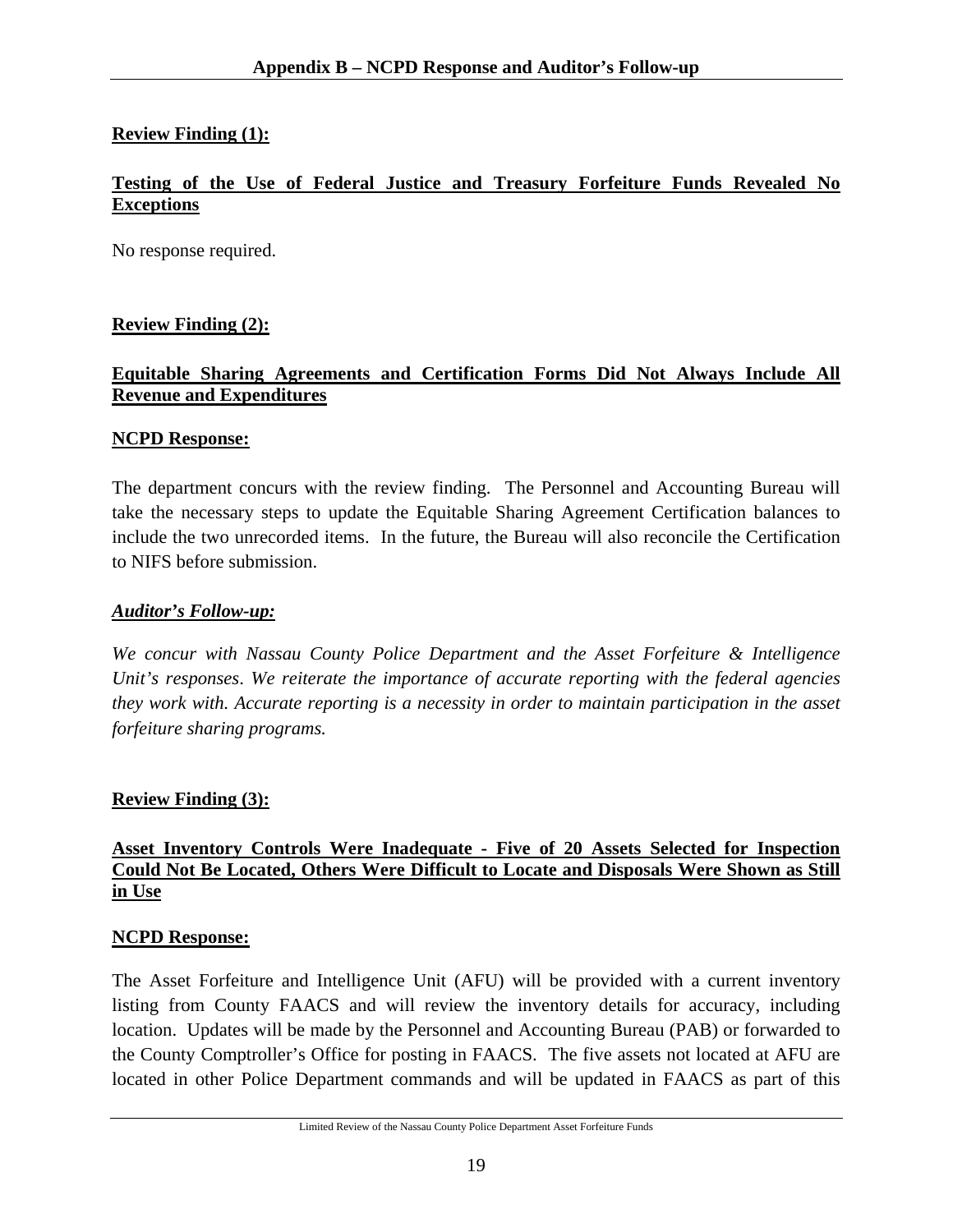## Appendix B – NCPD Response and Auditor's Follow-up

**Review Finding (1):**

**Testing of the Use of Federal Justice and Treasury Forfeiture Funds Revealed No Exceptions**

No response required.

**Review Finding (2):**

**Equitable Sharing Agreements and Certification Forms Did Not Always Include All Revenue and Expenditures**

**NCPD Response:**

The department concurs with the review finding. The Personnel and Accounting Bureau will take the necessary steps to update the Equitable Sharing Agreement Certification balances to include the two unrecorded items. In the future, the Bureau will also reconcile the Certification to NIFS before submission.

***Auditor's Follow-up:***

*We concur with Nassau County Police Department and the Asset Forfeiture & Intelligence Unit's responses. We reiterate the importance of accurate reporting with the federal agencies they work with. Accurate reporting is a necessity in order to maintain participation in the asset forfeiture sharing programs.*

**Review Finding (3):**

**Asset Inventory Controls Were Inadequate - Five of 20 Assets Selected for Inspection Could Not Be Located, Others Were Difficult to Locate and Disposals Were Shown as Still in Use**

**NCPD Response:**

The Asset Forfeiture and Intelligence Unit (AFU) will be provided with a current inventory listing from County FAACS and will review the inventory details for accuracy, including location. Updates will be made by the Personnel and Accounting Bureau (PAB) or forwarded to the County Comptroller's Office for posting in FAACS. The five assets not located at AFU are located in other Police Department commands and will be updated in FAACS as part of this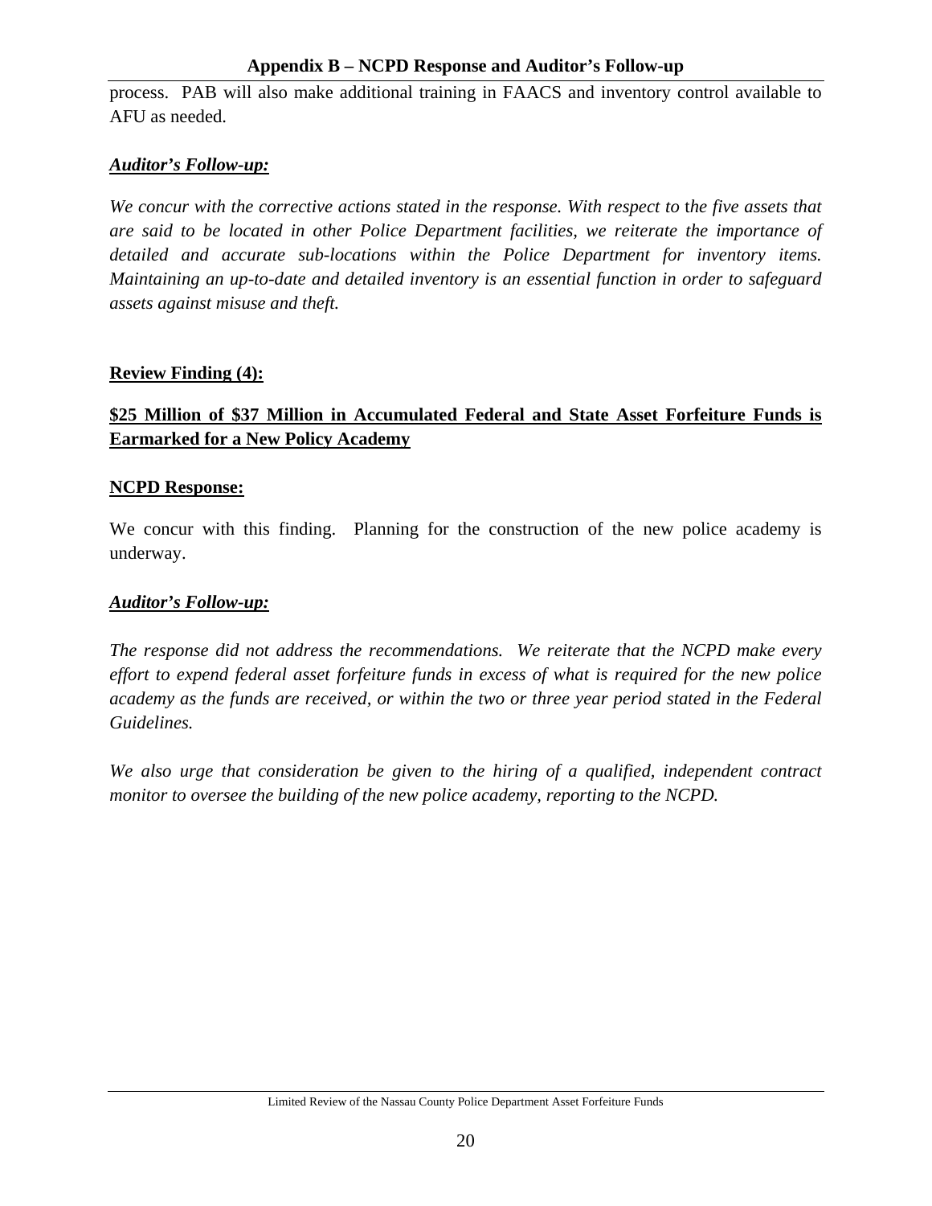process. PAB will also make additional training in FAACS and inventory control available to AFU as needed.

***Auditor's Follow-up:***

*We concur with the corrective actions stated in the response. With respect to the five assets that are said to be located in other Police Department facilities, we reiterate the importance of detailed and accurate sub-locations within the Police Department for inventory items. Maintaining an up-to-date and detailed inventory is an essential function in order to safeguard assets against misuse and theft.*

**Review Finding (4):**

**\$25 Million of \$37 Million in Accumulated Federal and State Asset Forfeiture Funds is Earmarked for a New Policy Academy**

**NCPD Response:**

We concur with this finding. Planning for the construction of the new police academy is underway.

***Auditor's Follow-up:***

*The response did not address the recommendations. We reiterate that the NCPD make every effort to expend federal asset forfeiture funds in excess of what is required for the new police academy as the funds are received, or within the two or three year period stated in the Federal Guidelines.*

*We also urge that consideration be given to the hiring of a qualified, independent contract monitor to oversee the building of the new police academy, reporting to the NCPD.*